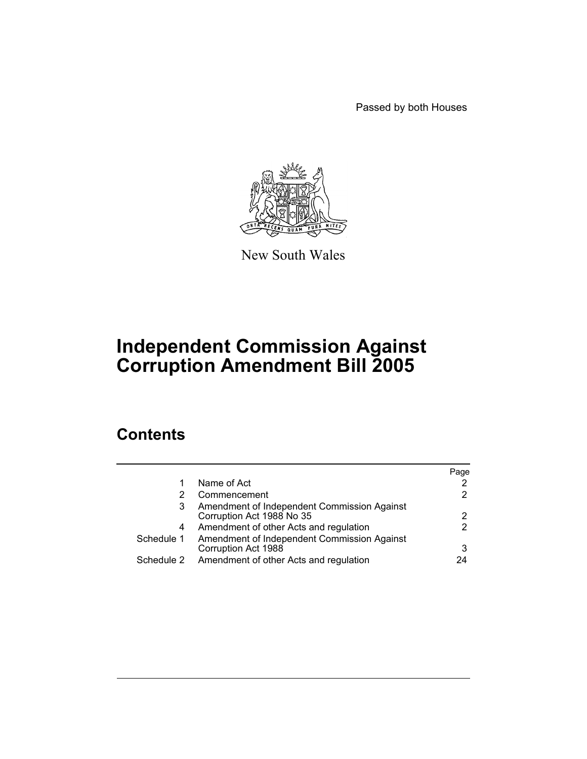Passed by both Houses

New South Wales

# Independent Commission Against Corruption Amendment Bill 2005

## Contents

| | | Page |
|---|---|---|
| 1 | Name of Act | 2 |
| 2 | Commencement | 2 |
| 3 | Amendment of Independent Commission Against Corruption Act 1988 No 35 | 2 |
| 4 | Amendment of other Acts and regulation | 2 |
| Schedule 1 | Amendment of Independent Commission Against Corruption Act 1988 | 3 |
| Schedule 2 | Amendment of other Acts and regulation | 24 |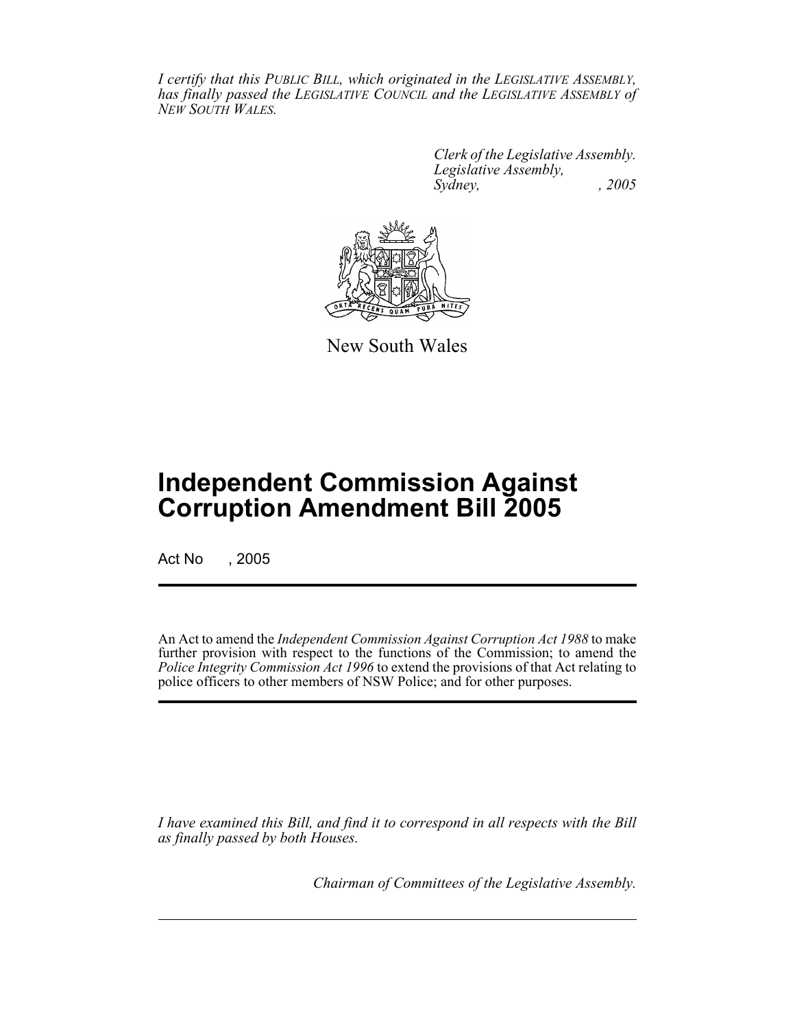*I certify that this PUBLIC BILL, which originated in the LEGISLATIVE ASSEMBLY, has finally passed the LEGISLATIVE COUNCIL and the LEGISLATIVE ASSEMBLY of NEW SOUTH WALES.*

*Clerk of the Legislative Assembly.*
*Legislative Assembly,*
*Sydney, , 2005*

New South Wales

# Independent Commission Against Corruption Amendment Bill 2005

Act No , 2005

An Act to amend the *Independent Commission Against Corruption Act 1988* to make further provision with respect to the functions of the Commission; to amend the *Police Integrity Commission Act 1996* to extend the provisions of that Act relating to police officers to other members of NSW Police; and for other purposes.

*I have examined this Bill, and find it to correspond in all respects with the Bill as finally passed by both Houses.*

*Chairman of Committees of the Legislative Assembly.*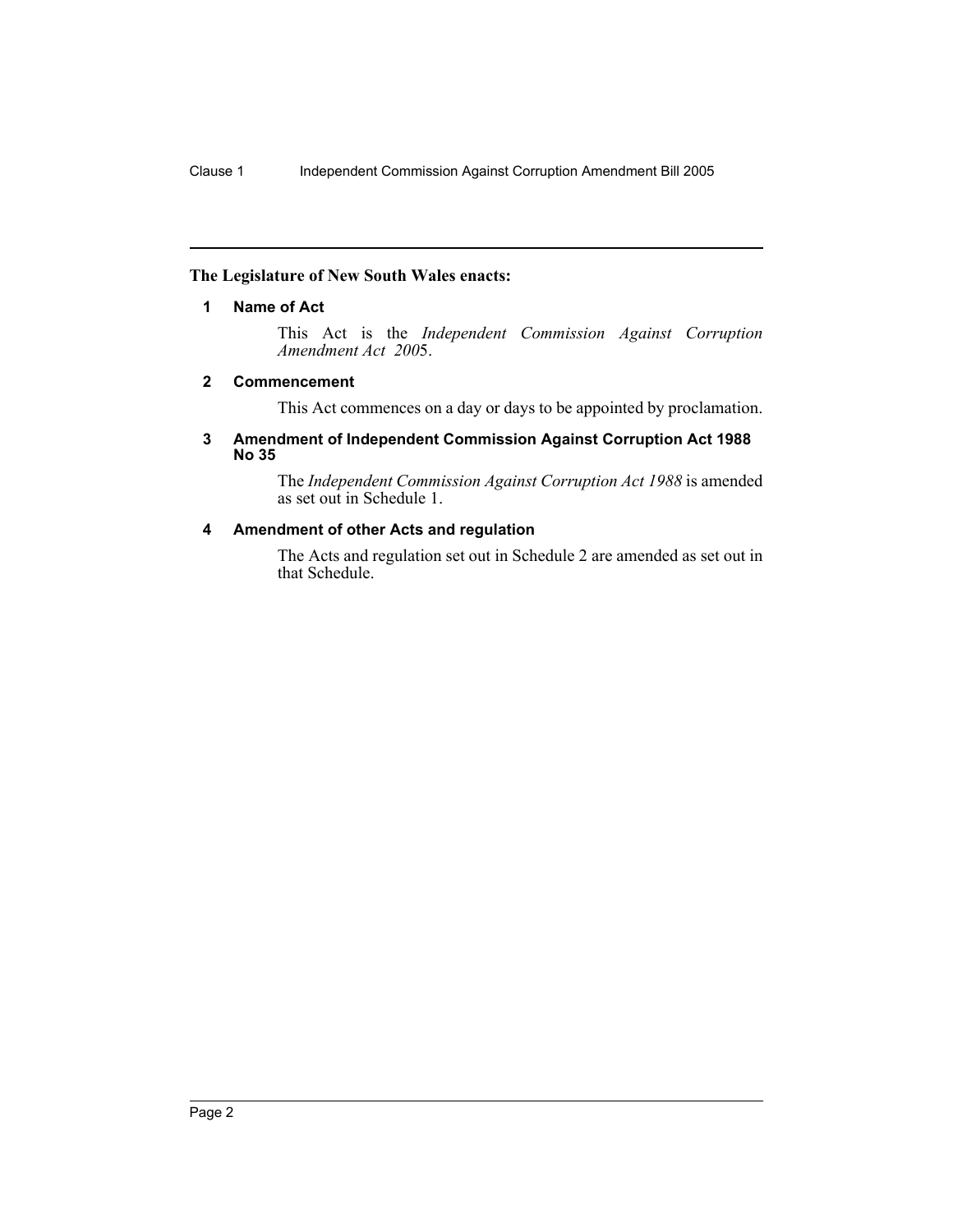**The Legislature of New South Wales enacts:**

### 1 Name of Act

This Act is the *Independent Commission Against Corruption Amendment Act 2005*.

### 2 Commencement

This Act commences on a day or days to be appointed by proclamation.

### 3 Amendment of Independent Commission Against Corruption Act 1988 No 35

The *Independent Commission Against Corruption Act 1988* is amended as set out in Schedule 1.

### 4 Amendment of other Acts and regulation

The Acts and regulation set out in Schedule 2 are amended as set out in that Schedule.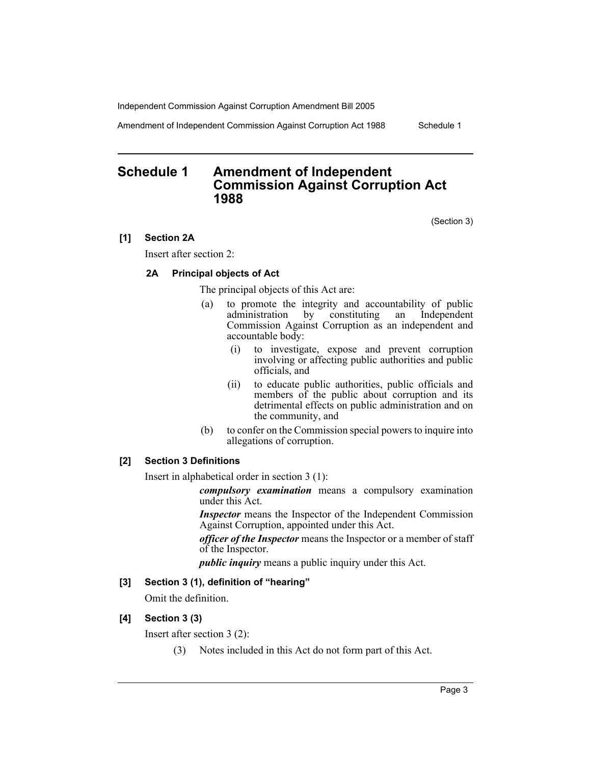# Schedule 1 Amendment of Independent Commission Against Corruption Act 1988

(Section 3)

**[1] Section 2A**

Insert after section 2:

**2A Principal objects of Act**

The principal objects of this Act are:

(a) to promote the integrity and accountability of public administration by constituting an Independent Commission Against Corruption as an independent and accountable body:

(i) to investigate, expose and prevent corruption involving or affecting public authorities and public officials, and

(ii) to educate public authorities, public officials and members of the public about corruption and its detrimental effects on public administration and on the community, and

(b) to confer on the Commission special powers to inquire into allegations of corruption.

**[2] Section 3 Definitions**

Insert in alphabetical order in section 3 (1):

***compulsory examination*** means a compulsory examination under this Act.

***Inspector*** means the Inspector of the Independent Commission Against Corruption, appointed under this Act.

***officer of the Inspector*** means the Inspector or a member of staff of the Inspector.

***public inquiry*** means a public inquiry under this Act.

**[3] Section 3 (1), definition of "hearing"**

Omit the definition.

**[4] Section 3 (3)**

Insert after section 3 (2):

(3) Notes included in this Act do not form part of this Act.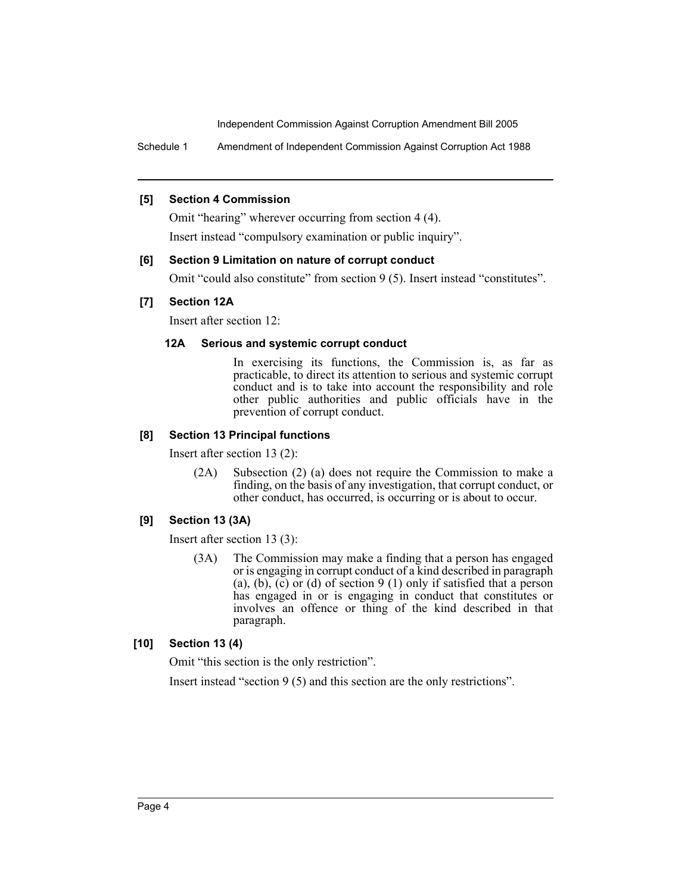**[5] Section 4 Commission**

Omit "hearing" wherever occurring from section 4 (4).

Insert instead "compulsory examination or public inquiry".

**[6] Section 9 Limitation on nature of corrupt conduct**

Omit "could also constitute" from section 9 (5). Insert instead "constitutes".

**[7] Section 12A**

Insert after section 12:

**12A Serious and systemic corrupt conduct**

In exercising its functions, the Commission is, as far as practicable, to direct its attention to serious and systemic corrupt conduct and is to take into account the responsibility and role other public authorities and public officials have in the prevention of corrupt conduct.

**[8] Section 13 Principal functions**

Insert after section 13 (2):

(2A) Subsection (2) (a) does not require the Commission to make a finding, on the basis of any investigation, that corrupt conduct, or other conduct, has occurred, is occurring or is about to occur.

**[9] Section 13 (3A)**

Insert after section 13 (3):

(3A) The Commission may make a finding that a person has engaged or is engaging in corrupt conduct of a kind described in paragraph (a), (b), (c) or (d) of section 9 (1) only if satisfied that a person has engaged in or is engaging in conduct that constitutes or involves an offence or thing of the kind described in that paragraph.

**[10] Section 13 (4)**

Omit "this section is the only restriction".

Insert instead "section 9 (5) and this section are the only restrictions".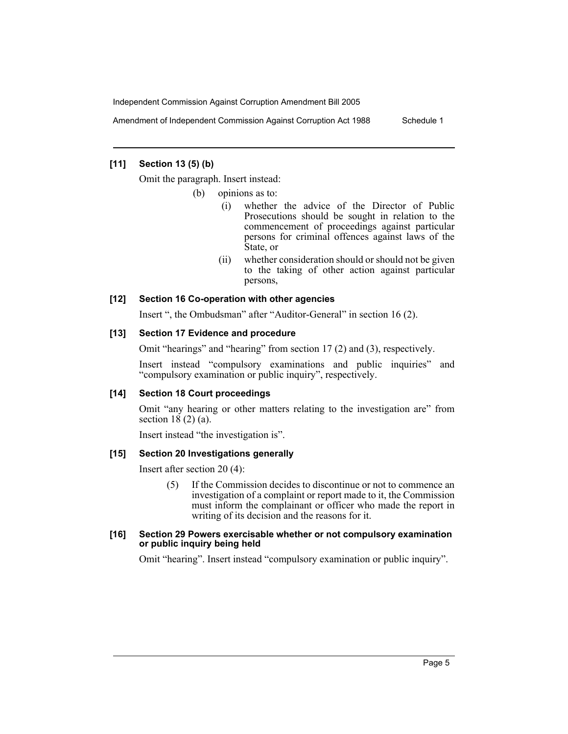### [11] Section 13 (5) (b)

Omit the paragraph. Insert instead:

- (b) opinions as to:
  - (i) whether the advice of the Director of Public Prosecutions should be sought in relation to the commencement of proceedings against particular persons for criminal offences against laws of the State, or
  - (ii) whether consideration should or should not be given to the taking of other action against particular persons,

### [12] Section 16 Co-operation with other agencies

Insert ", the Ombudsman" after "Auditor-General" in section 16 (2).

### [13] Section 17 Evidence and procedure

Omit "hearings" and "hearing" from section 17 (2) and (3), respectively.

Insert instead "compulsory examinations and public inquiries" and "compulsory examination or public inquiry", respectively.

### [14] Section 18 Court proceedings

Omit "any hearing or other matters relating to the investigation are" from section 18 (2) (a).

Insert instead "the investigation is".

### [15] Section 20 Investigations generally

Insert after section 20 (4):

> (5) If the Commission decides to discontinue or not to commence an investigation of a complaint or report made to it, the Commission must inform the complainant or officer who made the report in writing of its decision and the reasons for it.

### [16] Section 29 Powers exercisable whether or not compulsory examination or public inquiry being held

Omit "hearing". Insert instead "compulsory examination or public inquiry".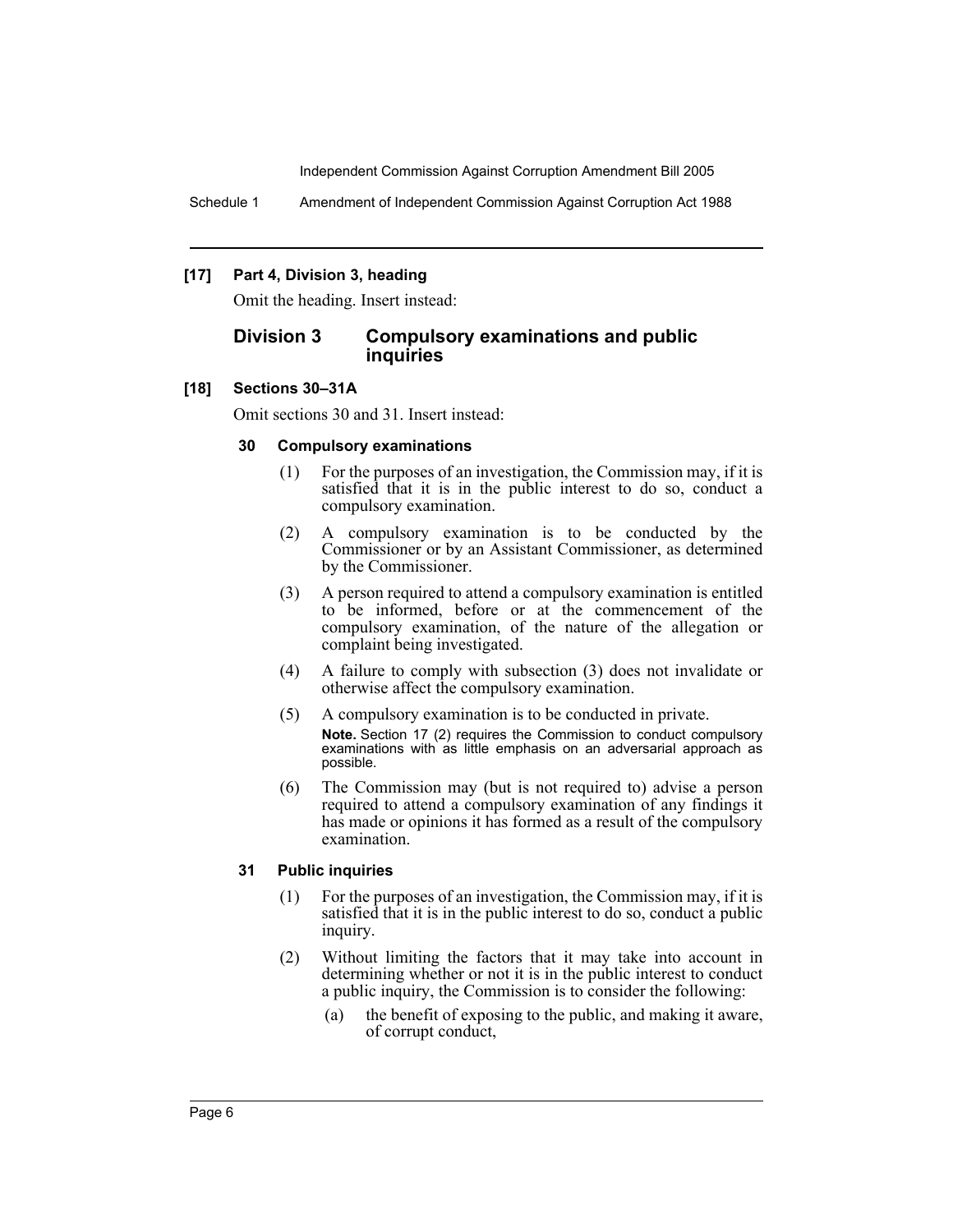**[17] Part 4, Division 3, heading**

Omit the heading. Insert instead:

### Division 3 Compulsory examinations and public inquiries

**[18] Sections 30–31A**

Omit sections 30 and 31. Insert instead:

**30 Compulsory examinations**

(1) For the purposes of an investigation, the Commission may, if it is satisfied that it is in the public interest to do so, conduct a compulsory examination.

(2) A compulsory examination is to be conducted by the Commissioner or by an Assistant Commissioner, as determined by the Commissioner.

(3) A person required to attend a compulsory examination is entitled to be informed, before or at the commencement of the compulsory examination, of the nature of the allegation or complaint being investigated.

(4) A failure to comply with subsection (3) does not invalidate or otherwise affect the compulsory examination.

(5) A compulsory examination is to be conducted in private.

**Note.** Section 17 (2) requires the Commission to conduct compulsory examinations with as little emphasis on an adversarial approach as possible.

(6) The Commission may (but is not required to) advise a person required to attend a compulsory examination of any findings it has made or opinions it has formed as a result of the compulsory examination.

**31 Public inquiries**

(1) For the purposes of an investigation, the Commission may, if it is satisfied that it is in the public interest to do so, conduct a public inquiry.

(2) Without limiting the factors that it may take into account in determining whether or not it is in the public interest to conduct a public inquiry, the Commission is to consider the following:

(a) the benefit of exposing to the public, and making it aware, of corrupt conduct,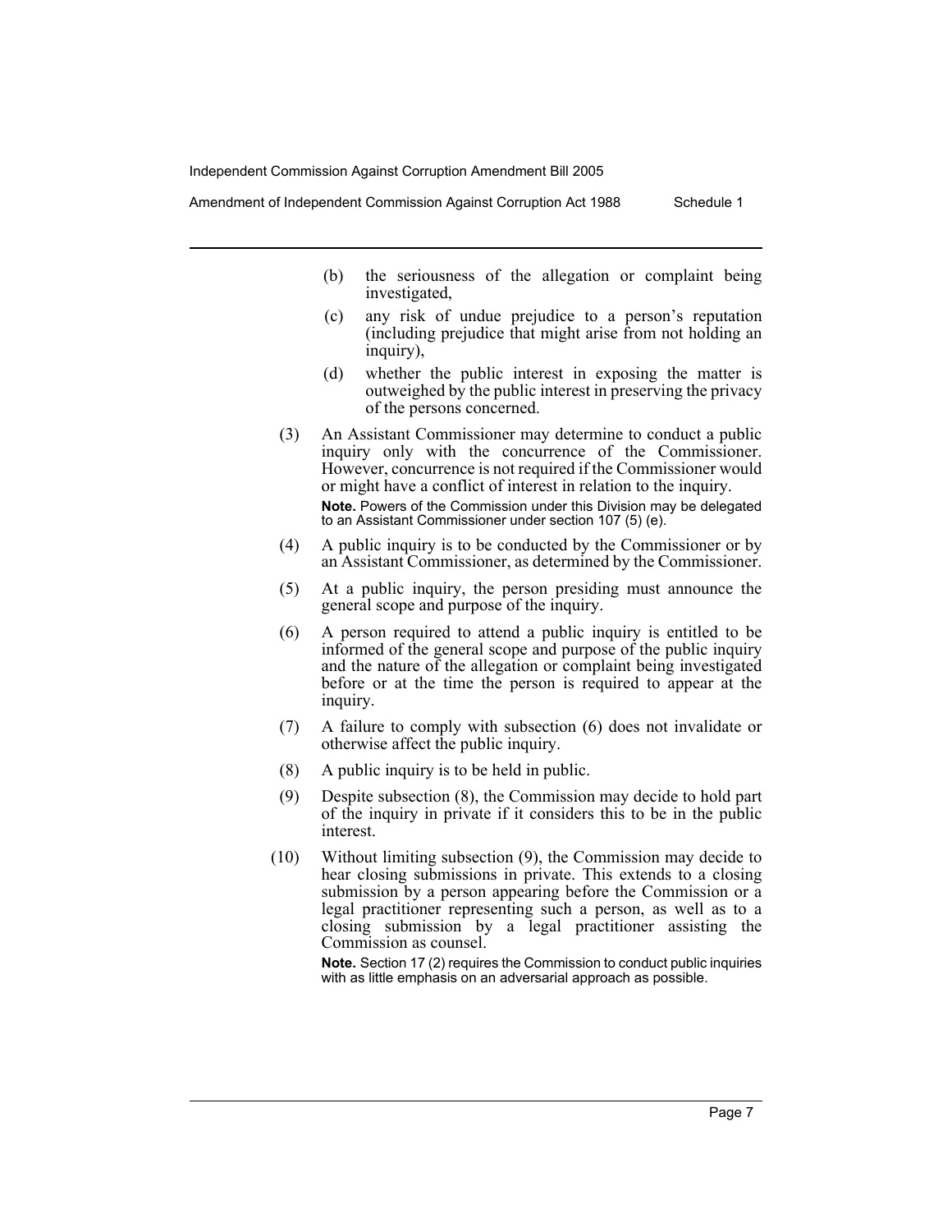(b) the seriousness of the allegation or complaint being investigated,

(c) any risk of undue prejudice to a person's reputation (including prejudice that might arise from not holding an inquiry),

(d) whether the public interest in exposing the matter is outweighed by the public interest in preserving the privacy of the persons concerned.

(3) An Assistant Commissioner may determine to conduct a public inquiry only with the concurrence of the Commissioner. However, concurrence is not required if the Commissioner would or might have a conflict of interest in relation to the inquiry.

**Note.** Powers of the Commission under this Division may be delegated to an Assistant Commissioner under section 107 (5) (e).

(4) A public inquiry is to be conducted by the Commissioner or by an Assistant Commissioner, as determined by the Commissioner.

(5) At a public inquiry, the person presiding must announce the general scope and purpose of the inquiry.

(6) A person required to attend a public inquiry is entitled to be informed of the general scope and purpose of the public inquiry and the nature of the allegation or complaint being investigated before or at the time the person is required to appear at the inquiry.

(7) A failure to comply with subsection (6) does not invalidate or otherwise affect the public inquiry.

(8) A public inquiry is to be held in public.

(9) Despite subsection (8), the Commission may decide to hold part of the inquiry in private if it considers this to be in the public interest.

(10) Without limiting subsection (9), the Commission may decide to hear closing submissions in private. This extends to a closing submission by a person appearing before the Commission or a legal practitioner representing such a person, as well as to a closing submission by a legal practitioner assisting the Commission as counsel.

**Note.** Section 17 (2) requires the Commission to conduct public inquiries with as little emphasis on an adversarial approach as possible.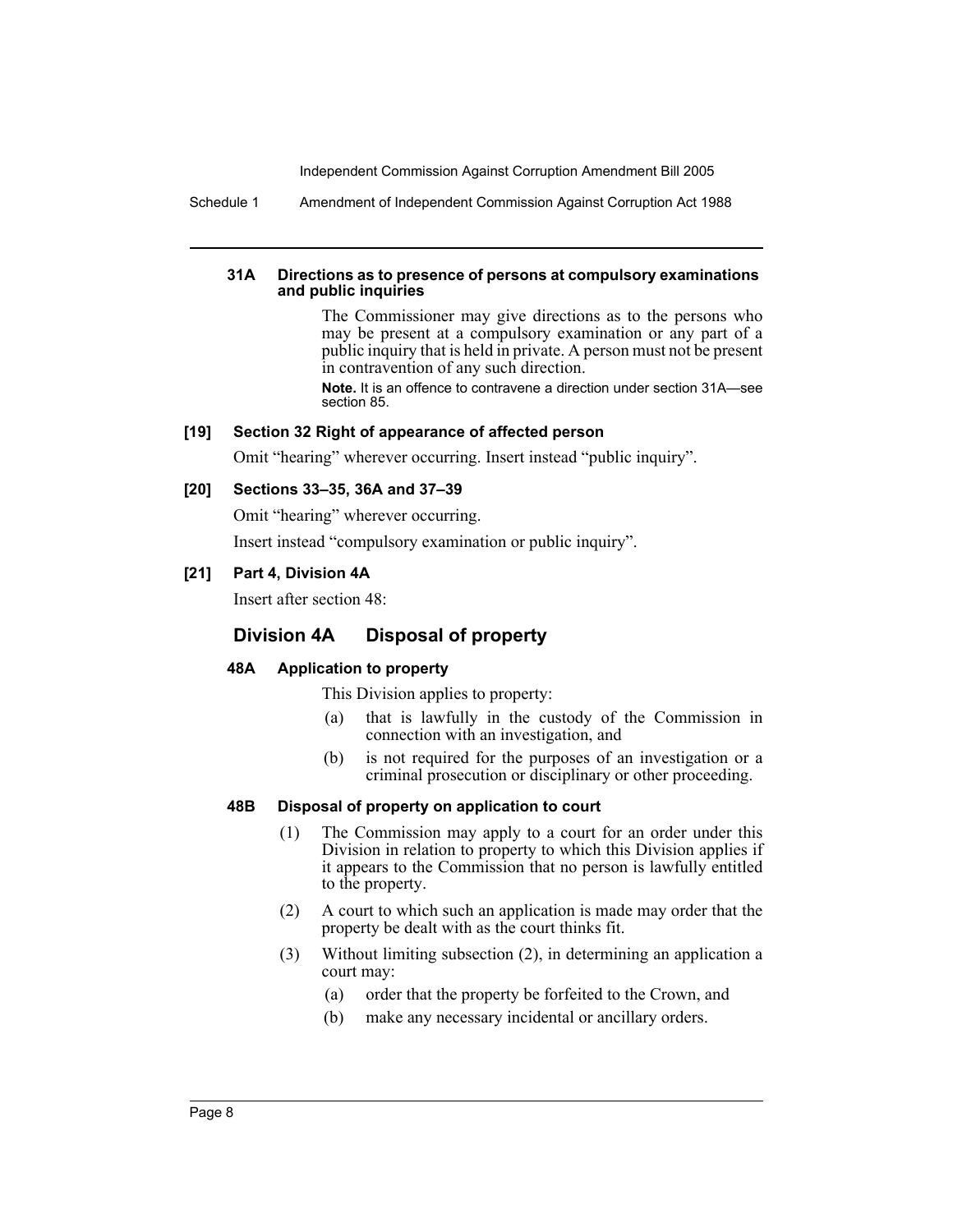#### 31A Directions as to presence of persons at compulsory examinations and public inquiries

The Commissioner may give directions as to the persons who may be present at a compulsory examination or any part of a public inquiry that is held in private. A person must not be present in contravention of any such direction.

**Note.** It is an offence to contravene a direction under section 31A—see section 85.

#### [19] Section 32 Right of appearance of affected person

Omit "hearing" wherever occurring. Insert instead "public inquiry".

#### [20] Sections 33–35, 36A and 37–39

Omit "hearing" wherever occurring.

Insert instead "compulsory examination or public inquiry".

#### [21] Part 4, Division 4A

Insert after section 48:

### Division 4A Disposal of property

#### 48A Application to property

This Division applies to property:

(a) that is lawfully in the custody of the Commission in connection with an investigation, and

(b) is not required for the purposes of an investigation or a criminal prosecution or disciplinary or other proceeding.

#### 48B Disposal of property on application to court

(1) The Commission may apply to a court for an order under this Division in relation to property to which this Division applies if it appears to the Commission that no person is lawfully entitled to the property.

(2) A court to which such an application is made may order that the property be dealt with as the court thinks fit.

(3) Without limiting subsection (2), in determining an application a court may:

(a) order that the property be forfeited to the Crown, and

(b) make any necessary incidental or ancillary orders.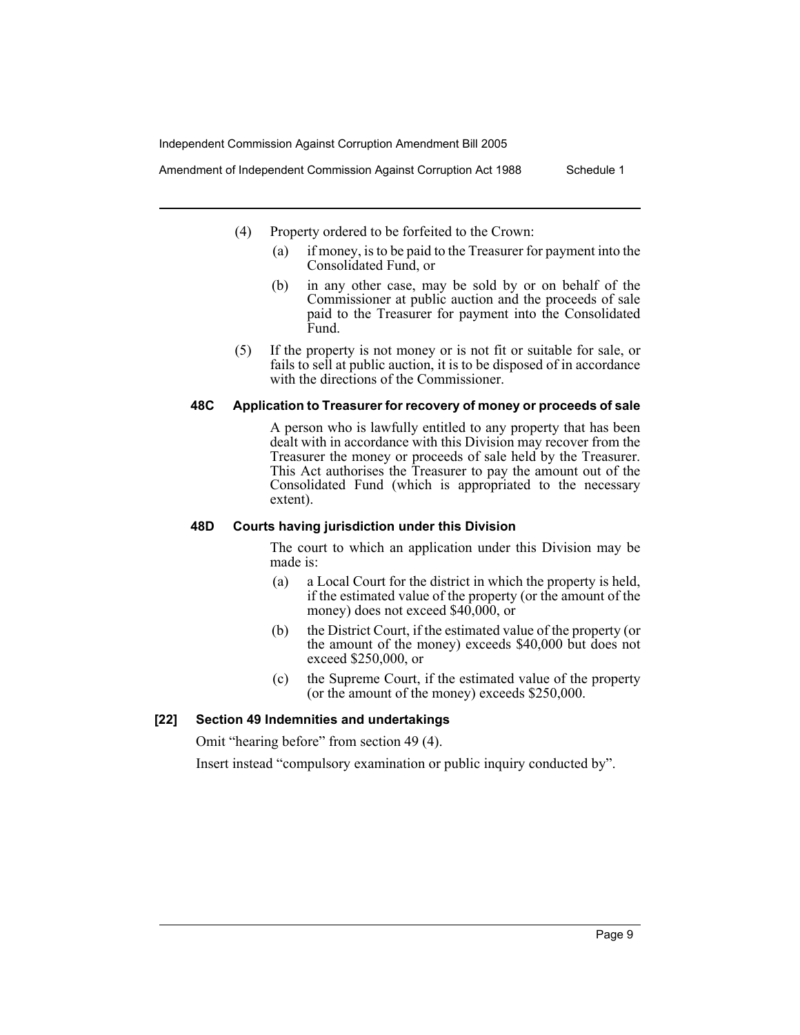(4) Property ordered to be forfeited to the Crown:

  (a) if money, is to be paid to the Treasurer for payment into the Consolidated Fund, or

  (b) in any other case, may be sold by or on behalf of the Commissioner at public auction and the proceeds of sale paid to the Treasurer for payment into the Consolidated Fund.

(5) If the property is not money or is not fit or suitable for sale, or fails to sell at public auction, it is to be disposed of in accordance with the directions of the Commissioner.

**48C Application to Treasurer for recovery of money or proceeds of sale**

A person who is lawfully entitled to any property that has been dealt with in accordance with this Division may recover from the Treasurer the money or proceeds of sale held by the Treasurer. This Act authorises the Treasurer to pay the amount out of the Consolidated Fund (which is appropriated to the necessary extent).

**48D Courts having jurisdiction under this Division**

The court to which an application under this Division may be made is:

  (a) a Local Court for the district in which the property is held, if the estimated value of the property (or the amount of the money) does not exceed $40,000, or

  (b) the District Court, if the estimated value of the property (or the amount of the money) exceeds $40,000 but does not exceed $250,000, or

  (c) the Supreme Court, if the estimated value of the property (or the amount of the money) exceeds $250,000.

**[22] Section 49 Indemnities and undertakings**

Omit "hearing before" from section 49 (4).

Insert instead "compulsory examination or public inquiry conducted by".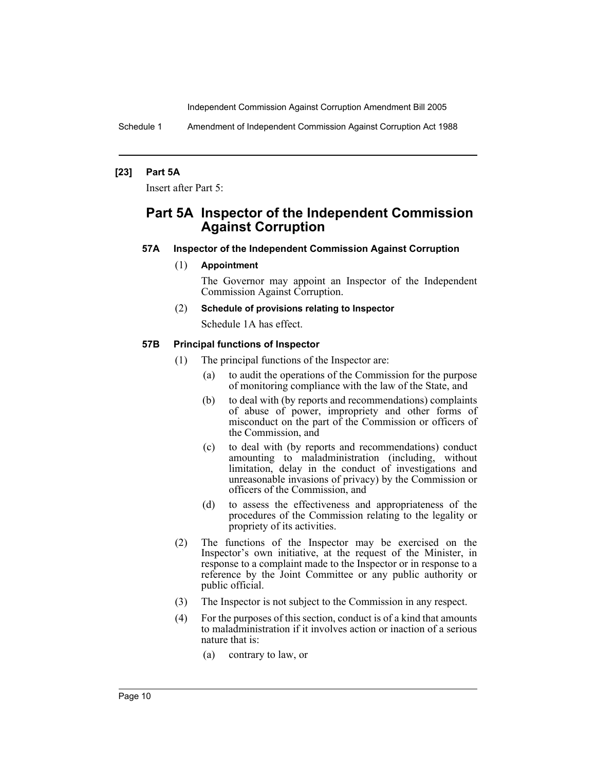**[23] Part 5A**

Insert after Part 5:

## Part 5A Inspector of the Independent Commission Against Corruption

### 57A Inspector of the Independent Commission Against Corruption

(1) **Appointment**

The Governor may appoint an Inspector of the Independent Commission Against Corruption.

(2) **Schedule of provisions relating to Inspector**

Schedule 1A has effect.

### 57B Principal functions of Inspector

(1) The principal functions of the Inspector are:

- (a) to audit the operations of the Commission for the purpose of monitoring compliance with the law of the State, and
- (b) to deal with (by reports and recommendations) complaints of abuse of power, impropriety and other forms of misconduct on the part of the Commission or officers of the Commission, and
- (c) to deal with (by reports and recommendations) conduct amounting to maladministration (including, without limitation, delay in the conduct of investigations and unreasonable invasions of privacy) by the Commission or officers of the Commission, and
- (d) to assess the effectiveness and appropriateness of the procedures of the Commission relating to the legality or propriety of its activities.

(2) The functions of the Inspector may be exercised on the Inspector's own initiative, at the request of the Minister, in response to a complaint made to the Inspector or in response to a reference by the Joint Committee or any public authority or public official.

(3) The Inspector is not subject to the Commission in any respect.

(4) For the purposes of this section, conduct is of a kind that amounts to maladministration if it involves action or inaction of a serious nature that is:

- (a) contrary to law, or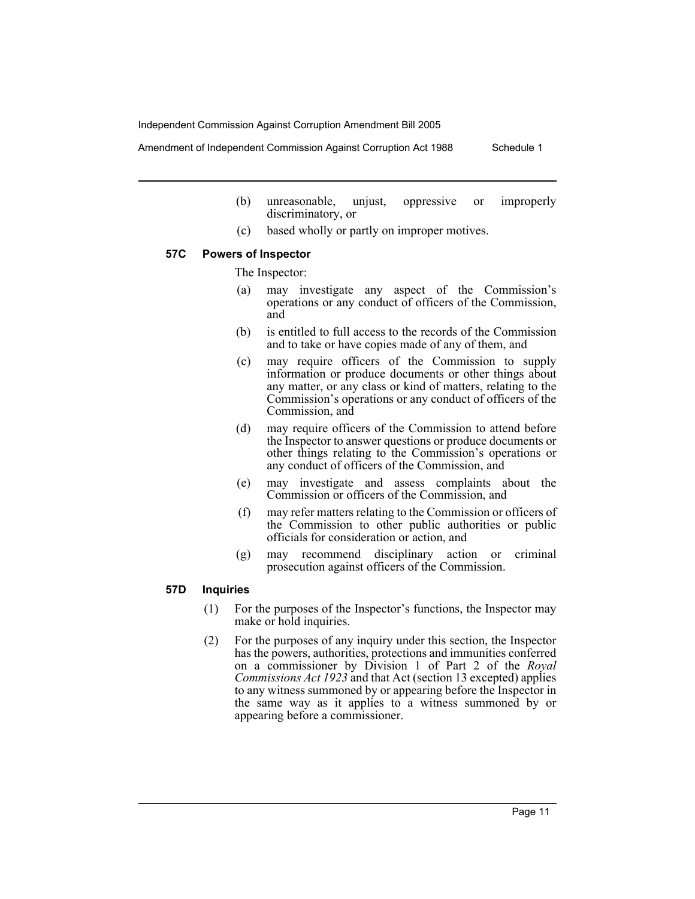(b) unreasonable, unjust, oppressive or improperly discriminatory, or

(c) based wholly or partly on improper motives.

**57C Powers of Inspector**

The Inspector:

(a) may investigate any aspect of the Commission's operations or any conduct of officers of the Commission, and

(b) is entitled to full access to the records of the Commission and to take or have copies made of any of them, and

(c) may require officers of the Commission to supply information or produce documents or other things about any matter, or any class or kind of matters, relating to the Commission's operations or any conduct of officers of the Commission, and

(d) may require officers of the Commission to attend before the Inspector to answer questions or produce documents or other things relating to the Commission's operations or any conduct of officers of the Commission, and

(e) may investigate and assess complaints about the Commission or officers of the Commission, and

(f) may refer matters relating to the Commission or officers of the Commission to other public authorities or public officials for consideration or action, and

(g) may recommend disciplinary action or criminal prosecution against officers of the Commission.

**57D Inquiries**

(1) For the purposes of the Inspector's functions, the Inspector may make or hold inquiries.

(2) For the purposes of any inquiry under this section, the Inspector has the powers, authorities, protections and immunities conferred on a commissioner by Division 1 of Part 2 of the *Royal Commissions Act 1923* and that Act (section 13 excepted) applies to any witness summoned by or appearing before the Inspector in the same way as it applies to a witness summoned by or appearing before a commissioner.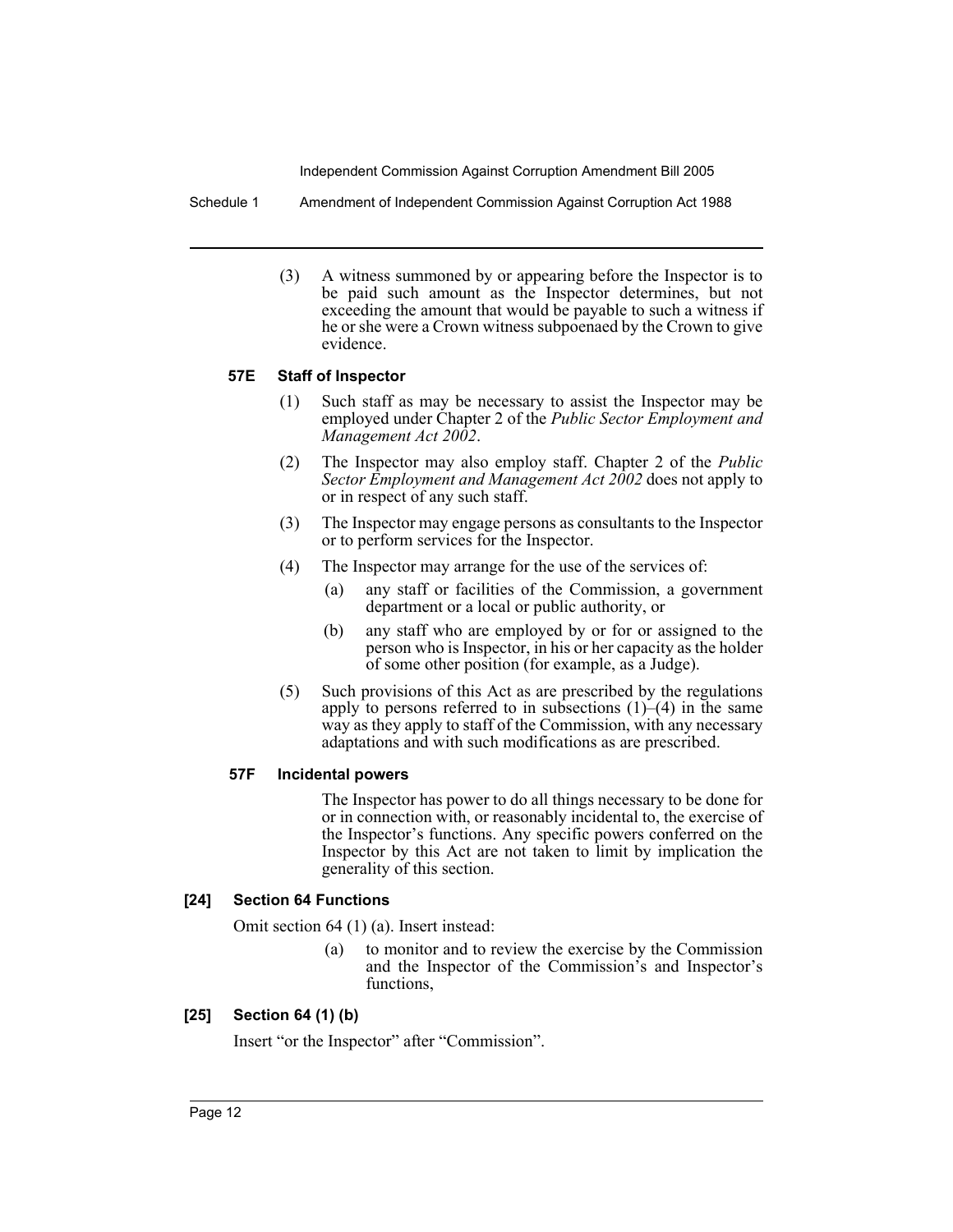(3) A witness summoned by or appearing before the Inspector is to be paid such amount as the Inspector determines, but not exceeding the amount that would be payable to such a witness if he or she were a Crown witness subpoenaed by the Crown to give evidence.

#### 57E Staff of Inspector

(1) Such staff as may be necessary to assist the Inspector may be employed under Chapter 2 of the *Public Sector Employment and Management Act 2002*.

(2) The Inspector may also employ staff. Chapter 2 of the *Public Sector Employment and Management Act 2002* does not apply to or in respect of any such staff.

(3) The Inspector may engage persons as consultants to the Inspector or to perform services for the Inspector.

(4) The Inspector may arrange for the use of the services of:

(a) any staff or facilities of the Commission, a government department or a local or public authority, or

(b) any staff who are employed by or for or assigned to the person who is Inspector, in his or her capacity as the holder of some other position (for example, as a Judge).

(5) Such provisions of this Act as are prescribed by the regulations apply to persons referred to in subsections (1)–(4) in the same way as they apply to staff of the Commission, with any necessary adaptations and with such modifications as are prescribed.

#### 57F Incidental powers

The Inspector has power to do all things necessary to be done for or in connection with, or reasonably incidental to, the exercise of the Inspector's functions. Any specific powers conferred on the Inspector by this Act are not taken to limit by implication the generality of this section.

### [24] Section 64 Functions

Omit section 64 (1) (a). Insert instead:

(a) to monitor and to review the exercise by the Commission and the Inspector of the Commission's and Inspector's functions,

### [25] Section 64 (1) (b)

Insert "or the Inspector" after "Commission".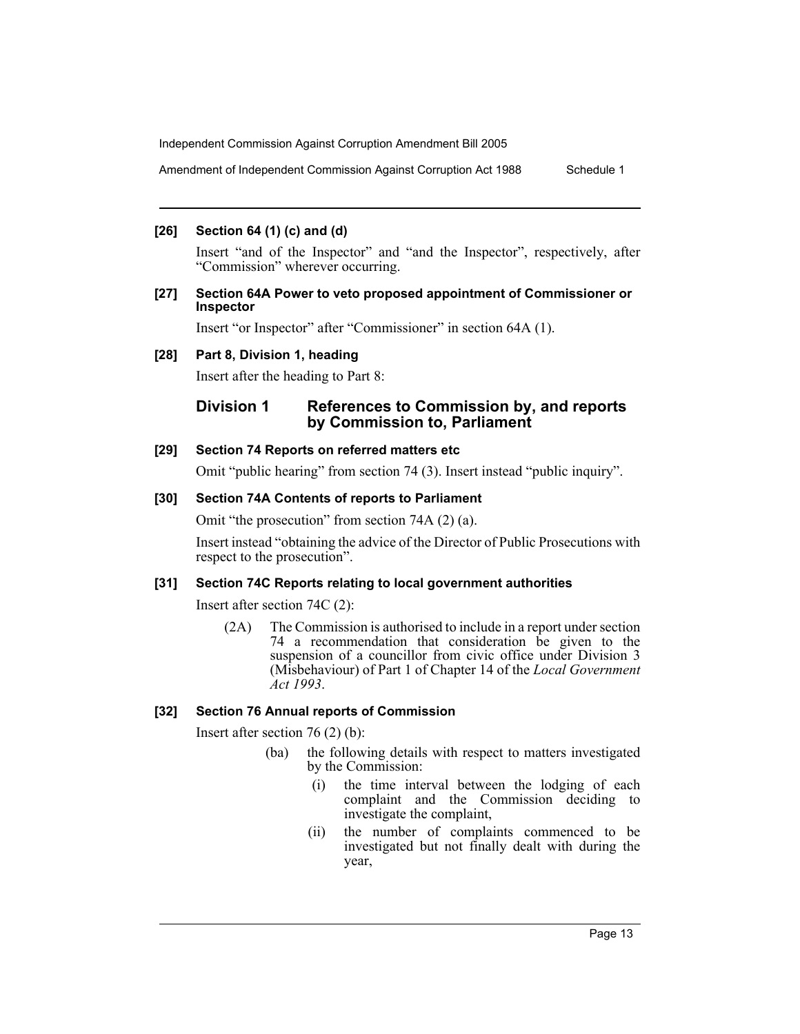**[26] Section 64 (1) (c) and (d)**

Insert "and of the Inspector" and "and the Inspector", respectively, after "Commission" wherever occurring.

**[27] Section 64A Power to veto proposed appointment of Commissioner or Inspector**

Insert "or Inspector" after "Commissioner" in section 64A (1).

**[28] Part 8, Division 1, heading**

Insert after the heading to Part 8:

## Division 1 References to Commission by, and reports by Commission to, Parliament

**[29] Section 74 Reports on referred matters etc**

Omit "public hearing" from section 74 (3). Insert instead "public inquiry".

**[30] Section 74A Contents of reports to Parliament**

Omit "the prosecution" from section 74A (2) (a).

Insert instead "obtaining the advice of the Director of Public Prosecutions with respect to the prosecution".

**[31] Section 74C Reports relating to local government authorities**

Insert after section 74C (2):

(2A) The Commission is authorised to include in a report under section 74 a recommendation that consideration be given to the suspension of a councillor from civic office under Division 3 (Misbehaviour) of Part 1 of Chapter 14 of the *Local Government Act 1993*.

**[32] Section 76 Annual reports of Commission**

Insert after section 76 (2) (b):

(ba) the following details with respect to matters investigated by the Commission:

(i) the time interval between the lodging of each complaint and the Commission deciding to investigate the complaint,

(ii) the number of complaints commenced to be investigated but not finally dealt with during the year,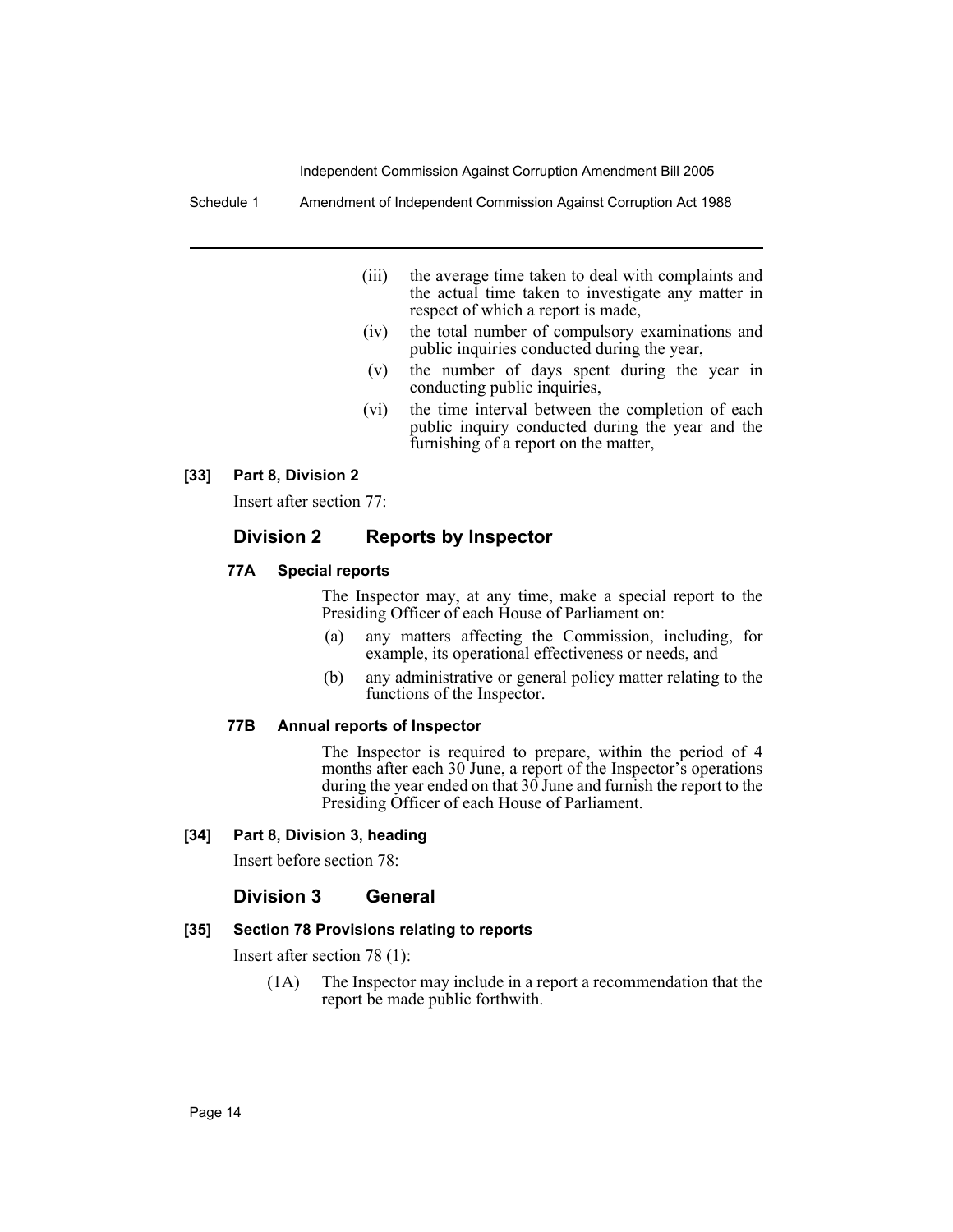(iii) the average time taken to deal with complaints and the actual time taken to investigate any matter in respect of which a report is made,

(iv) the total number of compulsory examinations and public inquiries conducted during the year,

(v) the number of days spent during the year in conducting public inquiries,

(vi) the time interval between the completion of each public inquiry conducted during the year and the furnishing of a report on the matter,

**[33] Part 8, Division 2**

Insert after section 77:

## Division 2 Reports by Inspector

### 77A Special reports

The Inspector may, at any time, make a special report to the Presiding Officer of each House of Parliament on:

(a) any matters affecting the Commission, including, for example, its operational effectiveness or needs, and

(b) any administrative or general policy matter relating to the functions of the Inspector.

### 77B Annual reports of Inspector

The Inspector is required to prepare, within the period of 4 months after each 30 June, a report of the Inspector's operations during the year ended on that 30 June and furnish the report to the Presiding Officer of each House of Parliament.

**[34] Part 8, Division 3, heading**

Insert before section 78:

## Division 3 General

**[35] Section 78 Provisions relating to reports**

Insert after section 78 (1):

(1A) The Inspector may include in a report a recommendation that the report be made public forthwith.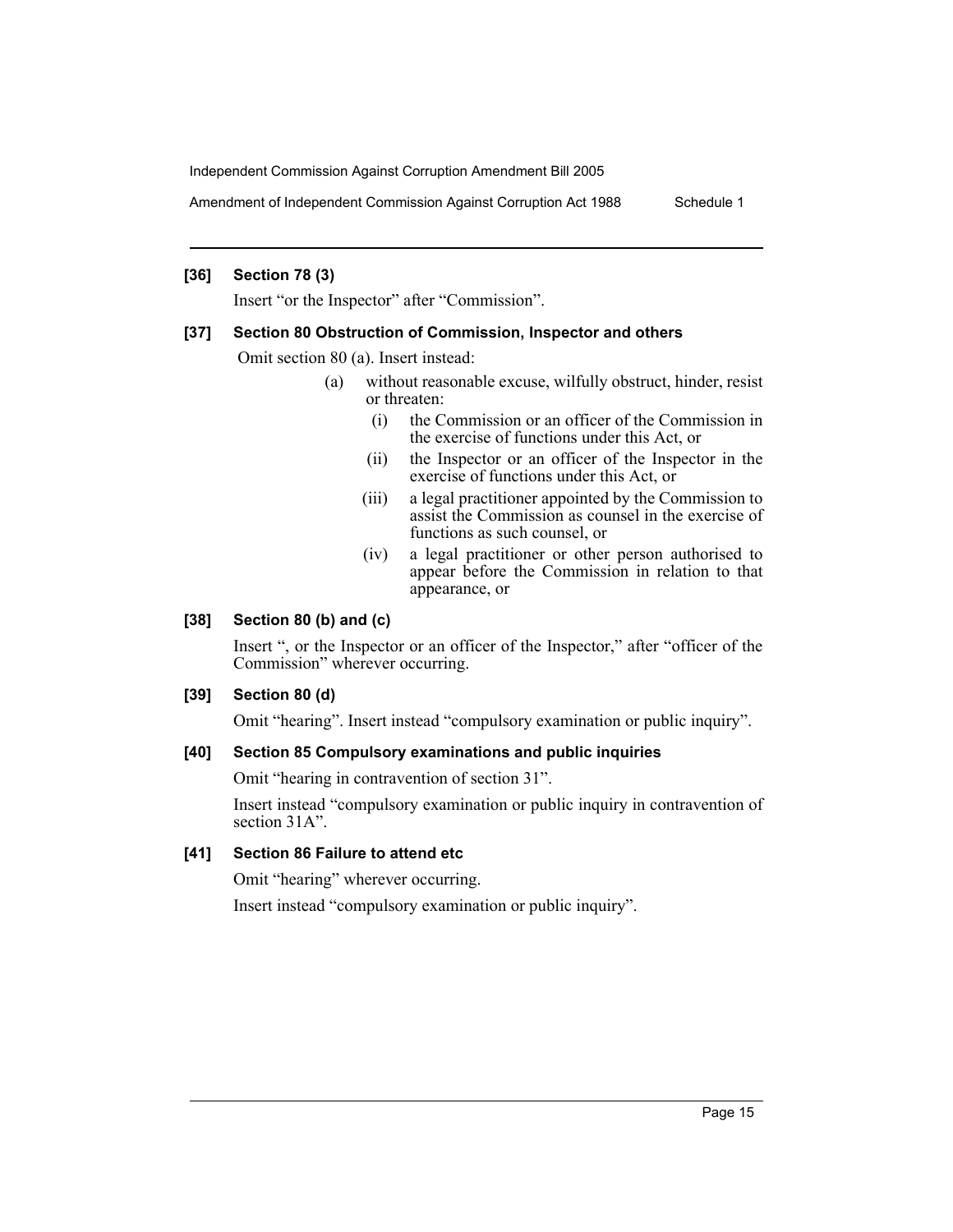**[36] Section 78 (3)**

Insert "or the Inspector" after "Commission".

**[37] Section 80 Obstruction of Commission, Inspector and others**

Omit section 80 (a). Insert instead:

(a) without reasonable excuse, wilfully obstruct, hinder, resist or threaten:

(i) the Commission or an officer of the Commission in the exercise of functions under this Act, or

(ii) the Inspector or an officer of the Inspector in the exercise of functions under this Act, or

(iii) a legal practitioner appointed by the Commission to assist the Commission as counsel in the exercise of functions as such counsel, or

(iv) a legal practitioner or other person authorised to appear before the Commission in relation to that appearance, or

**[38] Section 80 (b) and (c)**

Insert ", or the Inspector or an officer of the Inspector," after "officer of the Commission" wherever occurring.

**[39] Section 80 (d)**

Omit "hearing". Insert instead "compulsory examination or public inquiry".

**[40] Section 85 Compulsory examinations and public inquiries**

Omit "hearing in contravention of section 31".

Insert instead "compulsory examination or public inquiry in contravention of section 31A".

**[41] Section 86 Failure to attend etc**

Omit "hearing" wherever occurring.

Insert instead "compulsory examination or public inquiry".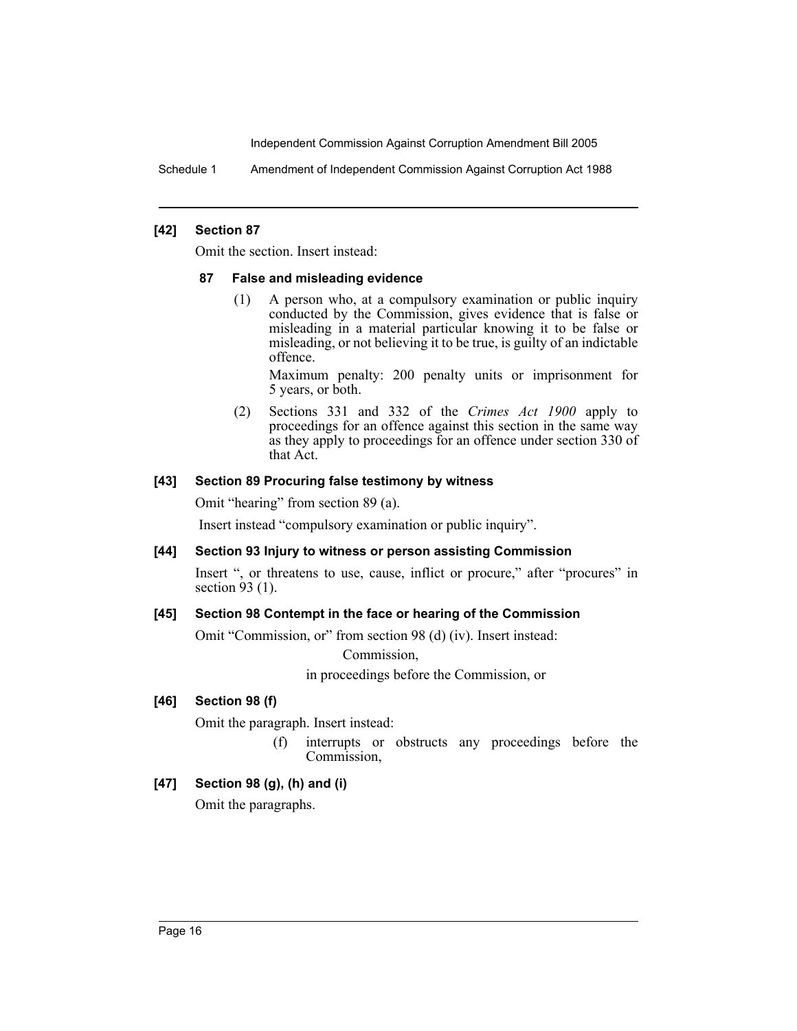### [42] Section 87

Omit the section. Insert instead:

#### 87 False and misleading evidence

(1) A person who, at a compulsory examination or public inquiry conducted by the Commission, gives evidence that is false or misleading in a material particular knowing it to be false or misleading, or not believing it to be true, is guilty of an indictable offence.

Maximum penalty: 200 penalty units or imprisonment for 5 years, or both.

(2) Sections 331 and 332 of the *Crimes Act 1900* apply to proceedings for an offence against this section in the same way as they apply to proceedings for an offence under section 330 of that Act.

### [43] Section 89 Procuring false testimony by witness

Omit "hearing" from section 89 (a).

Insert instead "compulsory examination or public inquiry".

### [44] Section 93 Injury to witness or person assisting Commission

Insert ", or threatens to use, cause, inflict or procure," after "procures" in section 93 (1).

### [45] Section 98 Contempt in the face or hearing of the Commission

Omit "Commission, or" from section 98 (d) (iv). Insert instead:

Commission,

in proceedings before the Commission, or

### [46] Section 98 (f)

Omit the paragraph. Insert instead:

(f) interrupts or obstructs any proceedings before the Commission,

### [47] Section 98 (g), (h) and (i)

Omit the paragraphs.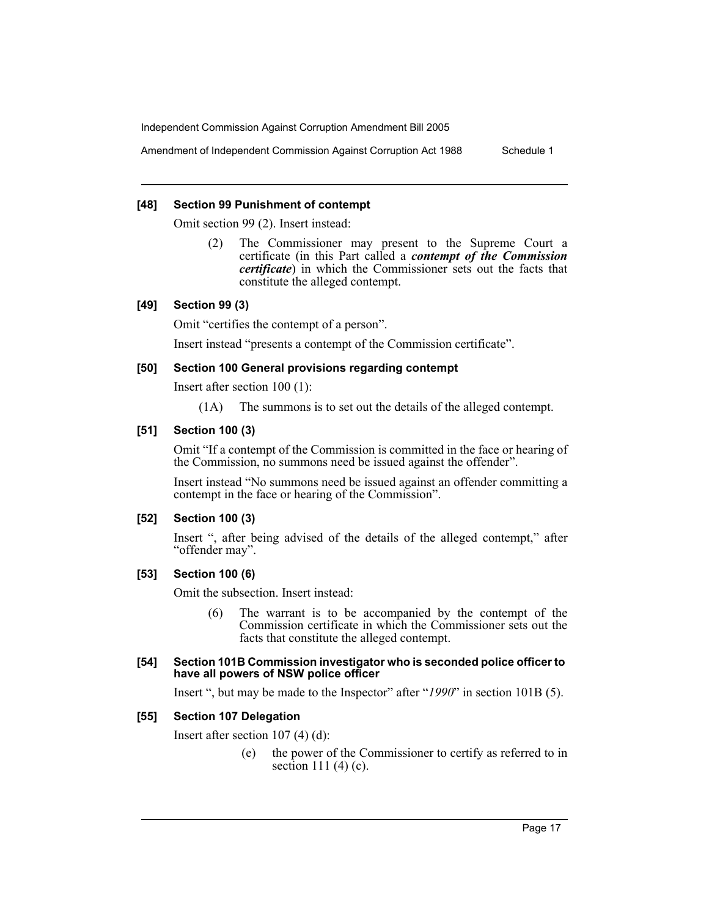### [48] Section 99 Punishment of contempt

Omit section 99 (2). Insert instead:

> (2) The Commissioner may present to the Supreme Court a certificate (in this Part called a ***contempt of the Commission certificate***) in which the Commissioner sets out the facts that constitute the alleged contempt.

### [49] Section 99 (3)

Omit "certifies the contempt of a person".

Insert instead "presents a contempt of the Commission certificate".

### [50] Section 100 General provisions regarding contempt

Insert after section 100 (1):

> (1A) The summons is to set out the details of the alleged contempt.

### [51] Section 100 (3)

Omit "If a contempt of the Commission is committed in the face or hearing of the Commission, no summons need be issued against the offender".

Insert instead "No summons need be issued against an offender committing a contempt in the face or hearing of the Commission".

### [52] Section 100 (3)

Insert ", after being advised of the details of the alleged contempt," after "offender may".

### [53] Section 100 (6)

Omit the subsection. Insert instead:

> (6) The warrant is to be accompanied by the contempt of the Commission certificate in which the Commissioner sets out the facts that constitute the alleged contempt.

### [54] Section 101B Commission investigator who is seconded police officer to have all powers of NSW police officer

Insert ", but may be made to the Inspector" after "*1990*" in section 101B (5).

### [55] Section 107 Delegation

Insert after section 107 (4) (d):

> (e) the power of the Commissioner to certify as referred to in section 111 (4) (c).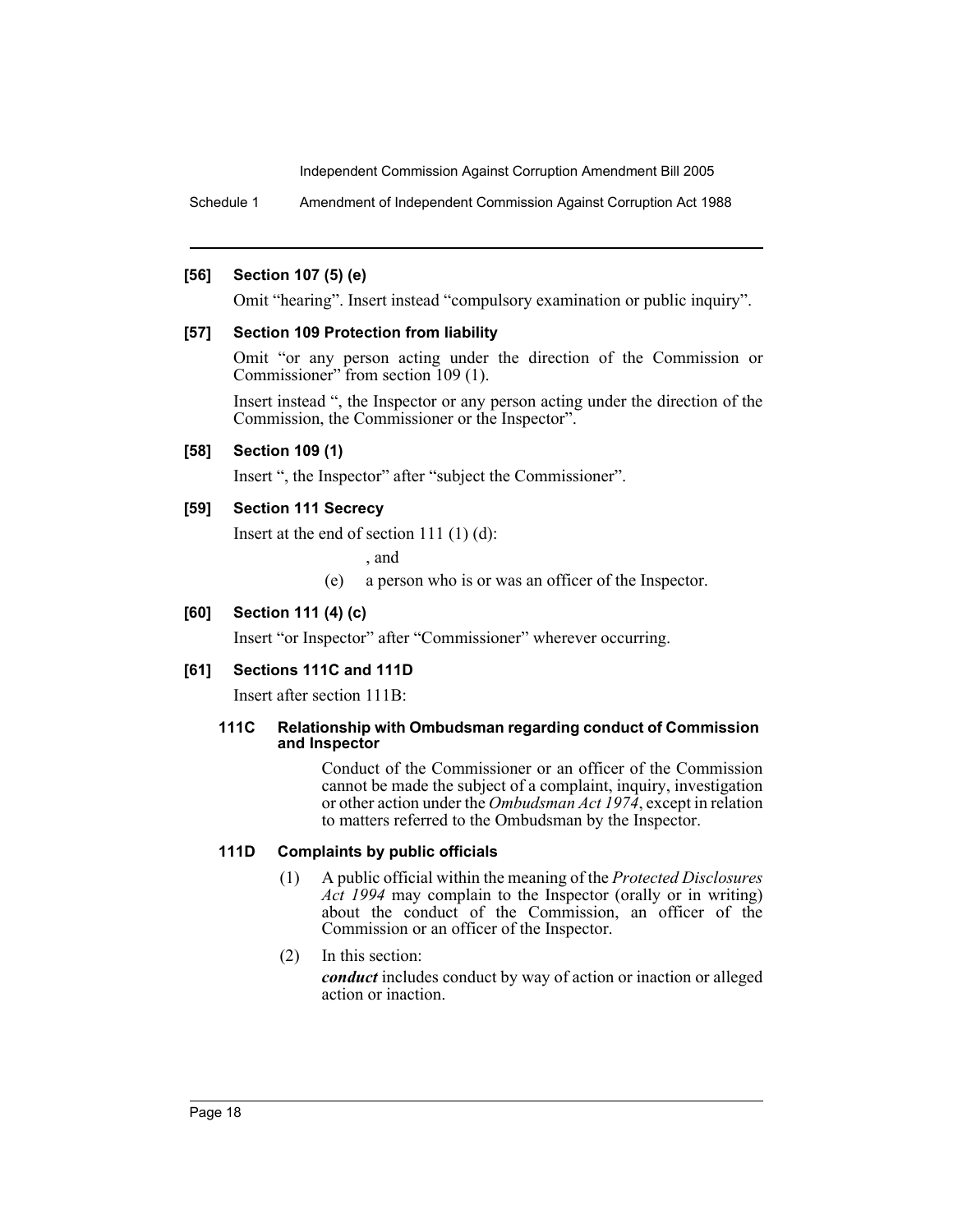### [56] Section 107 (5) (e)

Omit "hearing". Insert instead "compulsory examination or public inquiry".

### [57] Section 109 Protection from liability

Omit "or any person acting under the direction of the Commission or Commissioner" from section 109 (1).

Insert instead ", the Inspector or any person acting under the direction of the Commission, the Commissioner or the Inspector".

### [58] Section 109 (1)

Insert ", the Inspector" after "subject the Commissioner".

### [59] Section 111 Secrecy

Insert at the end of section 111 (1) (d):

, and

(e) a person who is or was an officer of the Inspector.

### [60] Section 111 (4) (c)

Insert "or Inspector" after "Commissioner" wherever occurring.

### [61] Sections 111C and 111D

Insert after section 111B:

#### 111C Relationship with Ombudsman regarding conduct of Commission and Inspector

Conduct of the Commissioner or an officer of the Commission cannot be made the subject of a complaint, inquiry, investigation or other action under the *Ombudsman Act 1974*, except in relation to matters referred to the Ombudsman by the Inspector.

#### 111D Complaints by public officials

(1) A public official within the meaning of the *Protected Disclosures Act 1994* may complain to the Inspector (orally or in writing) about the conduct of the Commission, an officer of the Commission or an officer of the Inspector.

(2) In this section:

***conduct*** includes conduct by way of action or inaction or alleged action or inaction.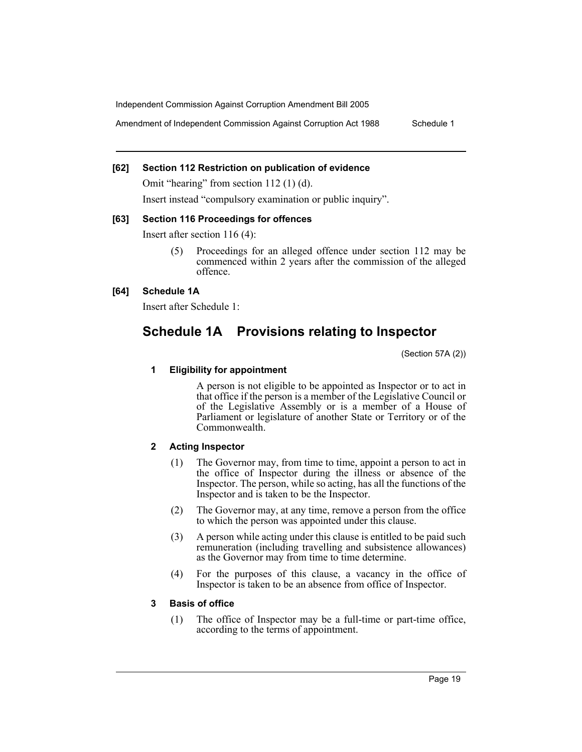### [62] Section 112 Restriction on publication of evidence

Omit "hearing" from section 112 (1) (d).

Insert instead "compulsory examination or public inquiry".

### [63] Section 116 Proceedings for offences

Insert after section 116 (4):

> (5) Proceedings for an alleged offence under section 112 may be commenced within 2 years after the commission of the alleged offence.

### [64] Schedule 1A

Insert after Schedule 1:

## Schedule 1A Provisions relating to Inspector

(Section 57A (2))

### 1 Eligibility for appointment

A person is not eligible to be appointed as Inspector or to act in that office if the person is a member of the Legislative Council or of the Legislative Assembly or is a member of a House of Parliament or legislature of another State or Territory or of the Commonwealth.

### 2 Acting Inspector

(1) The Governor may, from time to time, appoint a person to act in the office of Inspector during the illness or absence of the Inspector. The person, while so acting, has all the functions of the Inspector and is taken to be the Inspector.

(2) The Governor may, at any time, remove a person from the office to which the person was appointed under this clause.

(3) A person while acting under this clause is entitled to be paid such remuneration (including travelling and subsistence allowances) as the Governor may from time to time determine.

(4) For the purposes of this clause, a vacancy in the office of Inspector is taken to be an absence from office of Inspector.

### 3 Basis of office

(1) The office of Inspector may be a full-time or part-time office, according to the terms of appointment.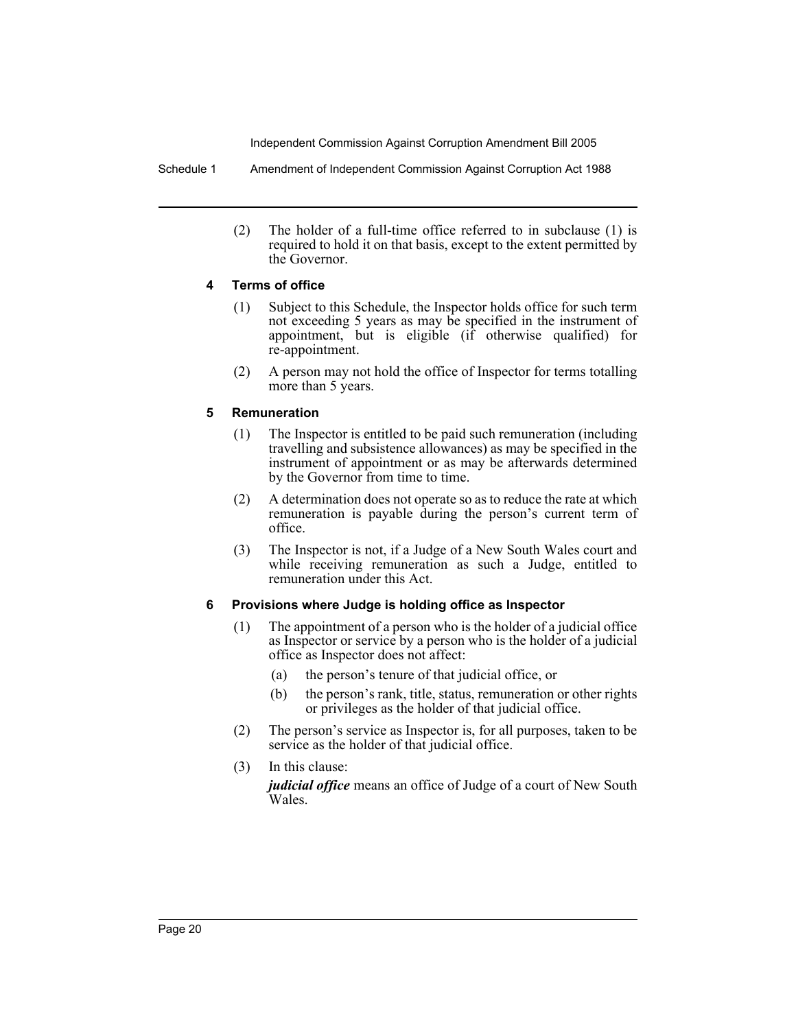(2) The holder of a full-time office referred to in subclause (1) is required to hold it on that basis, except to the extent permitted by the Governor.

#### 4 Terms of office

(1) Subject to this Schedule, the Inspector holds office for such term not exceeding 5 years as may be specified in the instrument of appointment, but is eligible (if otherwise qualified) for re-appointment.

(2) A person may not hold the office of Inspector for terms totalling more than 5 years.

#### 5 Remuneration

(1) The Inspector is entitled to be paid such remuneration (including travelling and subsistence allowances) as may be specified in the instrument of appointment or as may be afterwards determined by the Governor from time to time.

(2) A determination does not operate so as to reduce the rate at which remuneration is payable during the person's current term of office.

(3) The Inspector is not, if a Judge of a New South Wales court and while receiving remuneration as such a Judge, entitled to remuneration under this Act.

#### 6 Provisions where Judge is holding office as Inspector

(1) The appointment of a person who is the holder of a judicial office as Inspector or service by a person who is the holder of a judicial office as Inspector does not affect:

- (a) the person's tenure of that judicial office, or
- (b) the person's rank, title, status, remuneration or other rights or privileges as the holder of that judicial office.

(2) The person's service as Inspector is, for all purposes, taken to be service as the holder of that judicial office.

(3) In this clause:

***judicial office*** means an office of Judge of a court of New South Wales.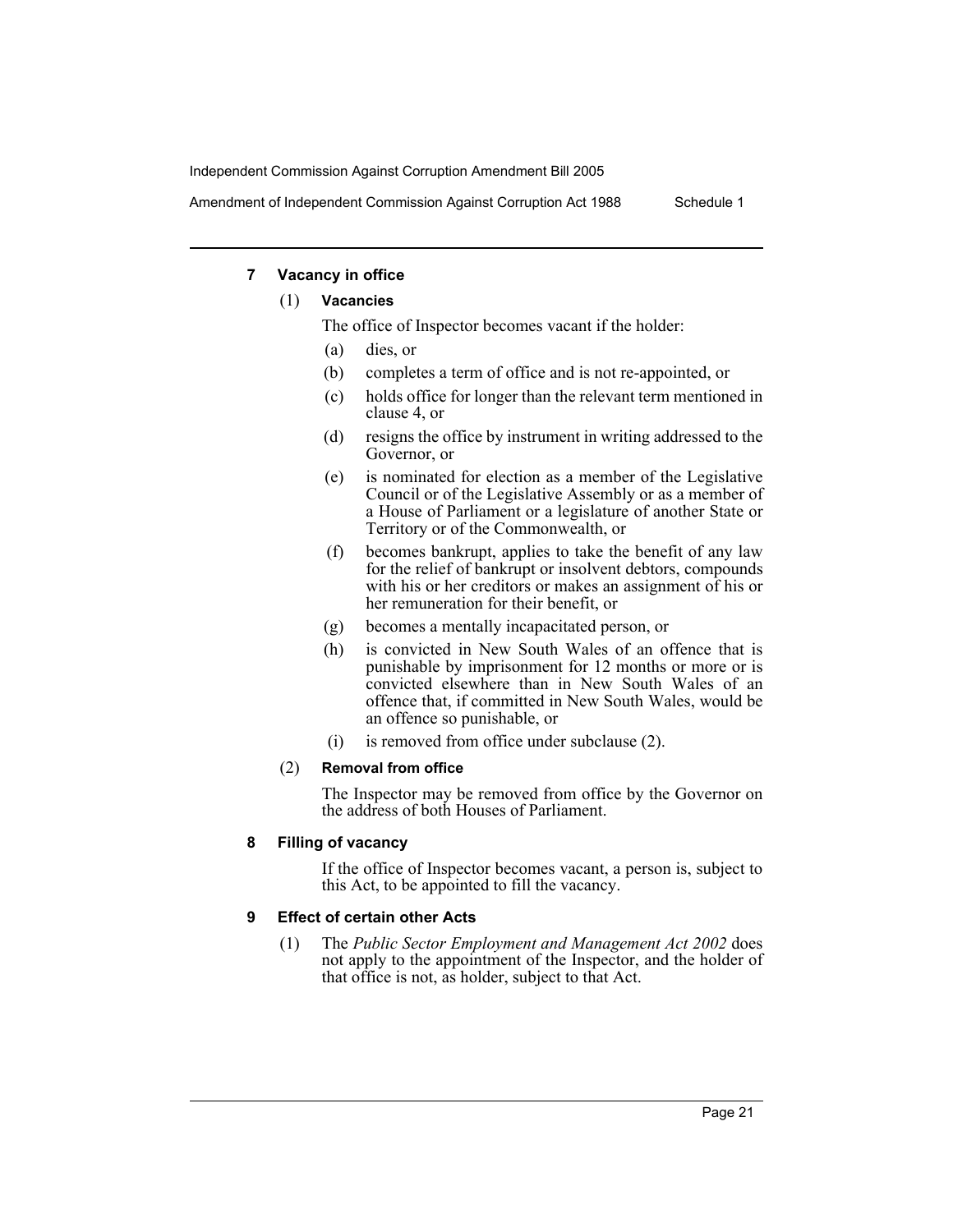### 7 Vacancy in office

(1) **Vacancies**

The office of Inspector becomes vacant if the holder:

(a) dies, or

(b) completes a term of office and is not re-appointed, or

(c) holds office for longer than the relevant term mentioned in clause 4, or

(d) resigns the office by instrument in writing addressed to the Governor, or

(e) is nominated for election as a member of the Legislative Council or of the Legislative Assembly or as a member of a House of Parliament or a legislature of another State or Territory or of the Commonwealth, or

(f) becomes bankrupt, applies to take the benefit of any law for the relief of bankrupt or insolvent debtors, compounds with his or her creditors or makes an assignment of his or her remuneration for their benefit, or

(g) becomes a mentally incapacitated person, or

(h) is convicted in New South Wales of an offence that is punishable by imprisonment for 12 months or more or is convicted elsewhere than in New South Wales of an offence that, if committed in New South Wales, would be an offence so punishable, or

(i) is removed from office under subclause (2).

(2) **Removal from office**

The Inspector may be removed from office by the Governor on the address of both Houses of Parliament.

### 8 Filling of vacancy

If the office of Inspector becomes vacant, a person is, subject to this Act, to be appointed to fill the vacancy.

### 9 Effect of certain other Acts

(1) The *Public Sector Employment and Management Act 2002* does not apply to the appointment of the Inspector, and the holder of that office is not, as holder, subject to that Act.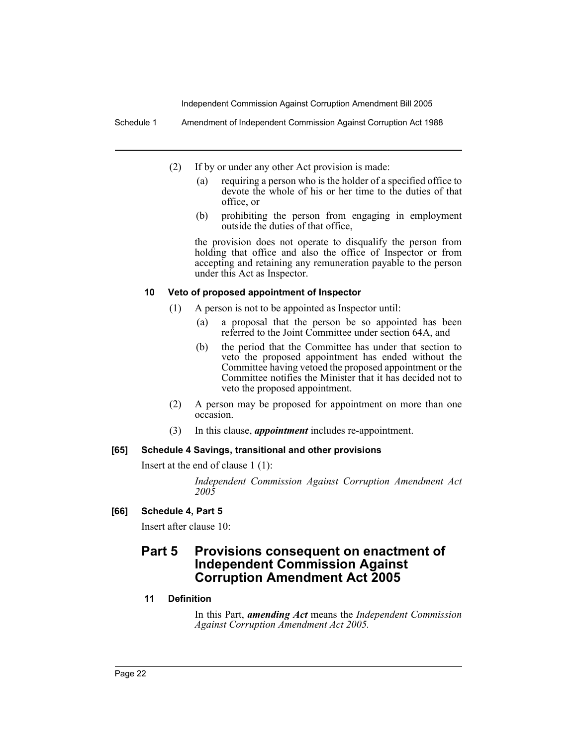(2) If by or under any other Act provision is made:

(a) requiring a person who is the holder of a specified office to devote the whole of his or her time to the duties of that office, or

(b) prohibiting the person from engaging in employment outside the duties of that office,

the provision does not operate to disqualify the person from holding that office and also the office of Inspector or from accepting and retaining any remuneration payable to the person under this Act as Inspector.

#### 10 Veto of proposed appointment of Inspector

(1) A person is not to be appointed as Inspector until:

(a) a proposal that the person be so appointed has been referred to the Joint Committee under section 64A, and

(b) the period that the Committee has under that section to veto the proposed appointment has ended without the Committee having vetoed the proposed appointment or the Committee notifies the Minister that it has decided not to veto the proposed appointment.

(2) A person may be proposed for appointment on more than one occasion.

(3) In this clause, ***appointment*** includes re-appointment.

### [65] Schedule 4 Savings, transitional and other provisions

Insert at the end of clause 1 (1):

*Independent Commission Against Corruption Amendment Act 2005*

### [66] Schedule 4, Part 5

Insert after clause 10:

## Part 5 Provisions consequent on enactment of Independent Commission Against Corruption Amendment Act 2005

#### 11 Definition

In this Part, ***amending Act*** means the *Independent Commission Against Corruption Amendment Act 2005*.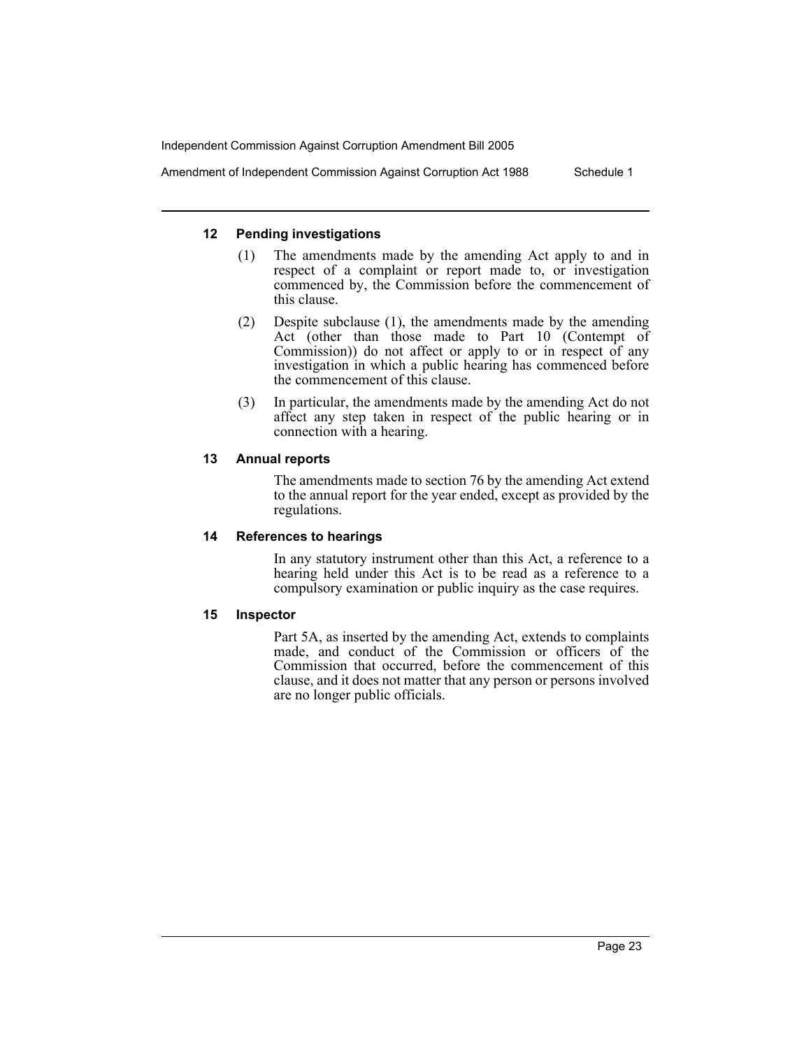#### 12 Pending investigations

(1) The amendments made by the amending Act apply to and in respect of a complaint or report made to, or investigation commenced by, the Commission before the commencement of this clause.

(2) Despite subclause (1), the amendments made by the amending Act (other than those made to Part 10 (Contempt of Commission)) do not affect or apply to or in respect of any investigation in which a public hearing has commenced before the commencement of this clause.

(3) In particular, the amendments made by the amending Act do not affect any step taken in respect of the public hearing or in connection with a hearing.

#### 13 Annual reports

The amendments made to section 76 by the amending Act extend to the annual report for the year ended, except as provided by the regulations.

#### 14 References to hearings

In any statutory instrument other than this Act, a reference to a hearing held under this Act is to be read as a reference to a compulsory examination or public inquiry as the case requires.

#### 15 Inspector

Part 5A, as inserted by the amending Act, extends to complaints made, and conduct of the Commission or officers of the Commission that occurred, before the commencement of this clause, and it does not matter that any person or persons involved are no longer public officials.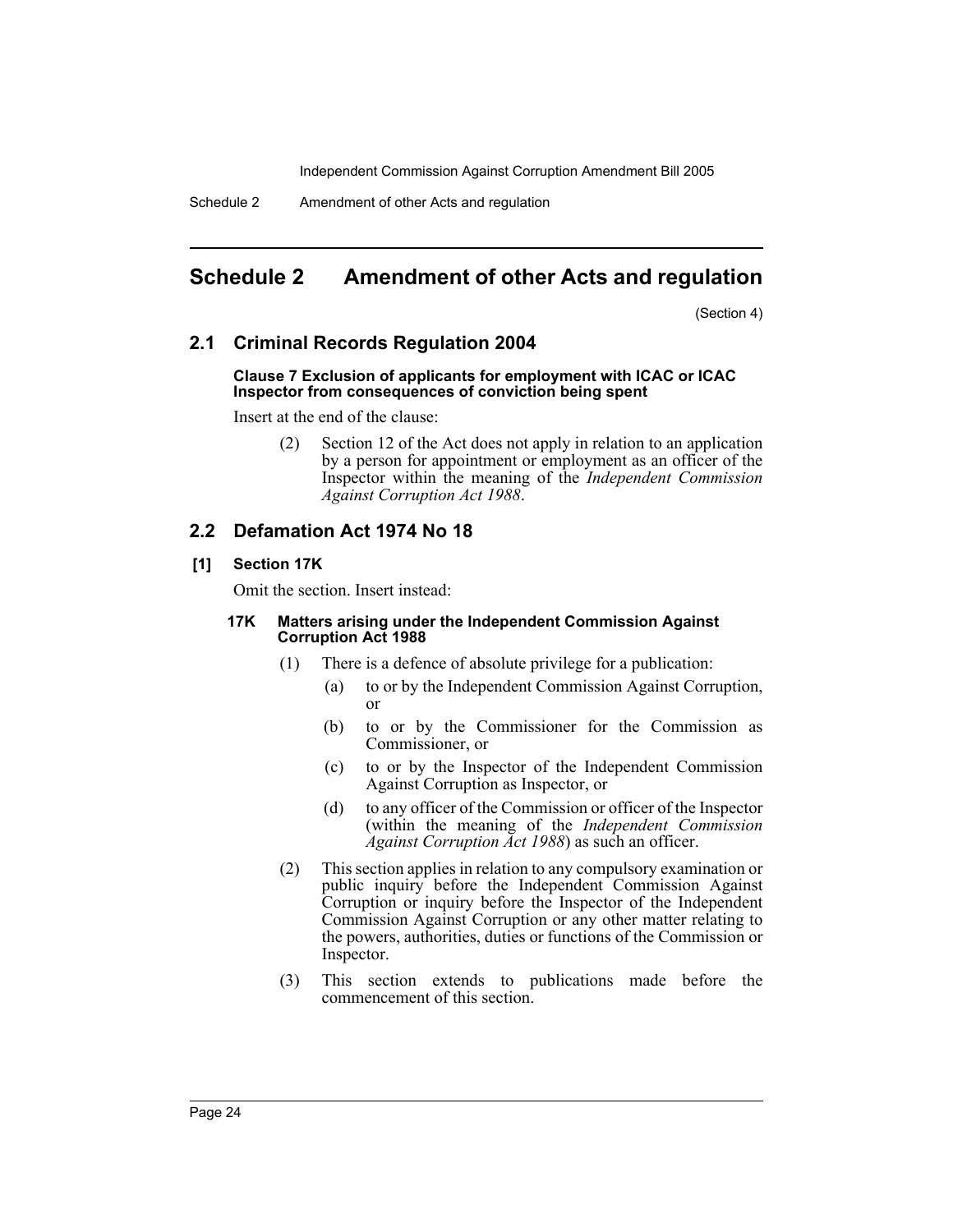# Schedule 2 Amendment of other Acts and regulation

(Section 4)

## 2.1 Criminal Records Regulation 2004

**Clause 7 Exclusion of applicants for employment with ICAC or ICAC Inspector from consequences of conviction being spent**

Insert at the end of the clause:

(2) Section 12 of the Act does not apply in relation to an application by a person for appointment or employment as an officer of the Inspector within the meaning of the *Independent Commission Against Corruption Act 1988*.

## 2.2 Defamation Act 1974 No 18

**[1] Section 17K**

Omit the section. Insert instead:

**17K Matters arising under the Independent Commission Against Corruption Act 1988**

(1) There is a defence of absolute privilege for a publication:

(a) to or by the Independent Commission Against Corruption, or

(b) to or by the Commissioner for the Commission as Commissioner, or

(c) to or by the Inspector of the Independent Commission Against Corruption as Inspector, or

(d) to any officer of the Commission or officer of the Inspector (within the meaning of the *Independent Commission Against Corruption Act 1988*) as such an officer.

(2) This section applies in relation to any compulsory examination or public inquiry before the Independent Commission Against Corruption or inquiry before the Inspector of the Independent Commission Against Corruption or any other matter relating to the powers, authorities, duties or functions of the Commission or Inspector.

(3) This section extends to publications made before the commencement of this section.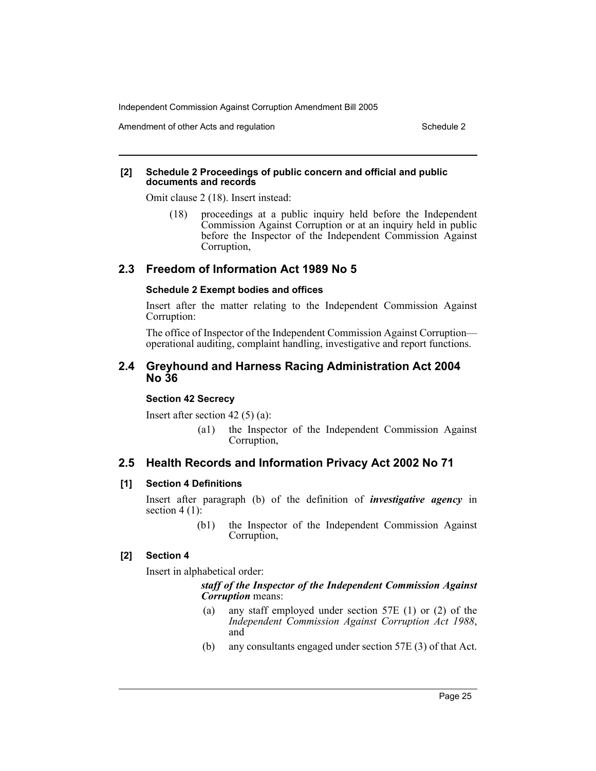**[2] Schedule 2 Proceedings of public concern and official and public documents and records**

Omit clause 2 (18). Insert instead:

> (18) proceedings at a public inquiry held before the Independent Commission Against Corruption or at an inquiry held in public before the Inspector of the Independent Commission Against Corruption,

## 2.3 Freedom of Information Act 1989 No 5

**Schedule 2 Exempt bodies and offices**

Insert after the matter relating to the Independent Commission Against Corruption:

The office of Inspector of the Independent Commission Against Corruption—operational auditing, complaint handling, investigative and report functions.

## 2.4 Greyhound and Harness Racing Administration Act 2004 No 36

**Section 42 Secrecy**

Insert after section 42 (5) (a):

> (a1) the Inspector of the Independent Commission Against Corruption,

## 2.5 Health Records and Information Privacy Act 2002 No 71

**[1] Section 4 Definitions**

Insert after paragraph (b) of the definition of ***investigative agency*** in section 4 (1):

> (b1) the Inspector of the Independent Commission Against Corruption,

**[2] Section 4**

Insert in alphabetical order:

> ***staff of the Inspector of the Independent Commission Against Corruption*** means:
>
> (a) any staff employed under section 57E (1) or (2) of the *Independent Commission Against Corruption Act 1988*, and
>
> (b) any consultants engaged under section 57E (3) of that Act.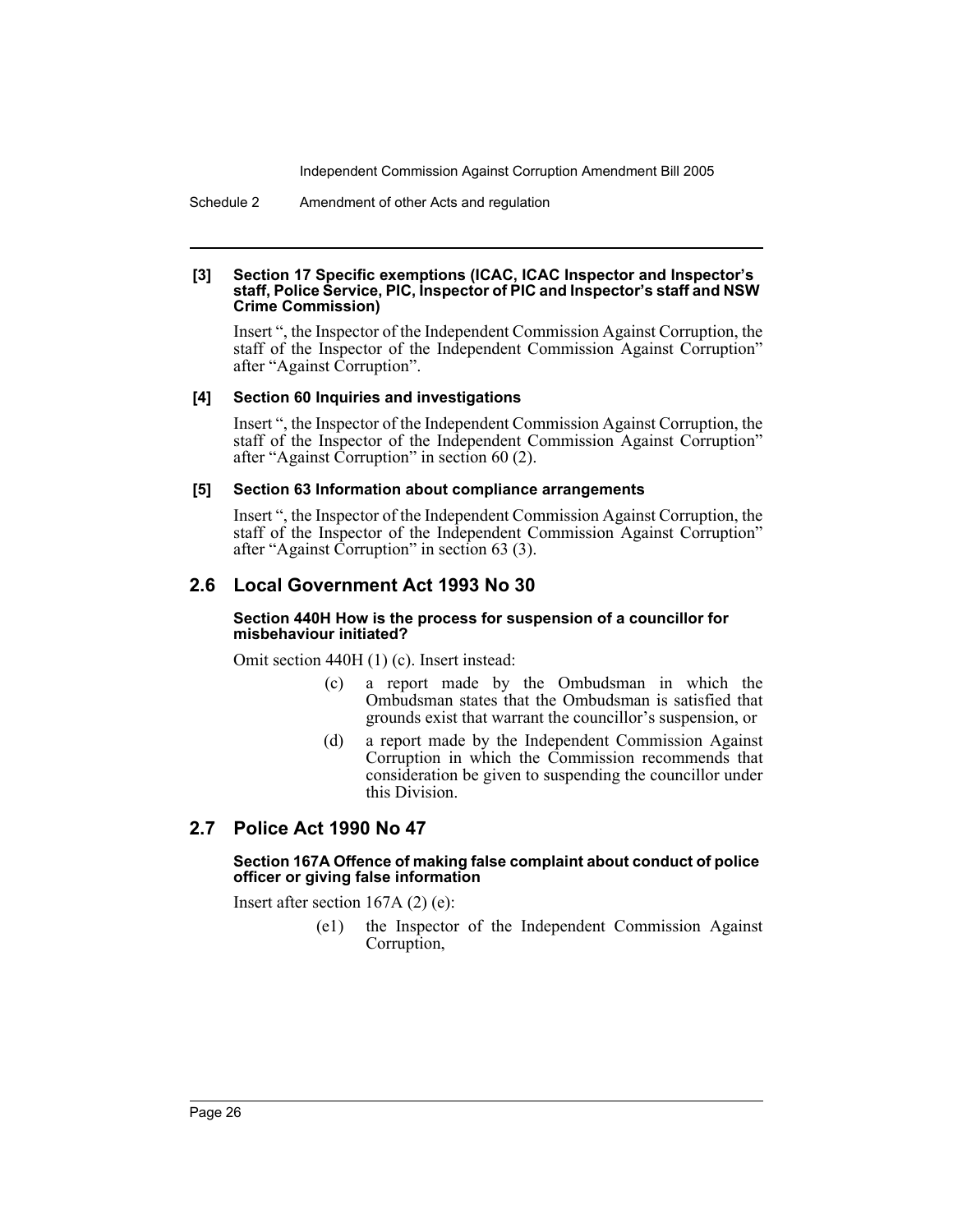**[3] Section 17 Specific exemptions (ICAC, ICAC Inspector and Inspector's staff, Police Service, PIC, Inspector of PIC and Inspector's staff and NSW Crime Commission)**

Insert ", the Inspector of the Independent Commission Against Corruption, the staff of the Inspector of the Independent Commission Against Corruption" after "Against Corruption".

**[4] Section 60 Inquiries and investigations**

Insert ", the Inspector of the Independent Commission Against Corruption, the staff of the Inspector of the Independent Commission Against Corruption" after "Against Corruption" in section 60 (2).

**[5] Section 63 Information about compliance arrangements**

Insert ", the Inspector of the Independent Commission Against Corruption, the staff of the Inspector of the Independent Commission Against Corruption" after "Against Corruption" in section 63 (3).

## 2.6 Local Government Act 1993 No 30

**Section 440H How is the process for suspension of a councillor for misbehaviour initiated?**

Omit section 440H (1) (c). Insert instead:

(c) a report made by the Ombudsman in which the Ombudsman states that the Ombudsman is satisfied that grounds exist that warrant the councillor's suspension, or

(d) a report made by the Independent Commission Against Corruption in which the Commission recommends that consideration be given to suspending the councillor under this Division.

## 2.7 Police Act 1990 No 47

**Section 167A Offence of making false complaint about conduct of police officer or giving false information**

Insert after section 167A (2) (e):

(e1) the Inspector of the Independent Commission Against Corruption,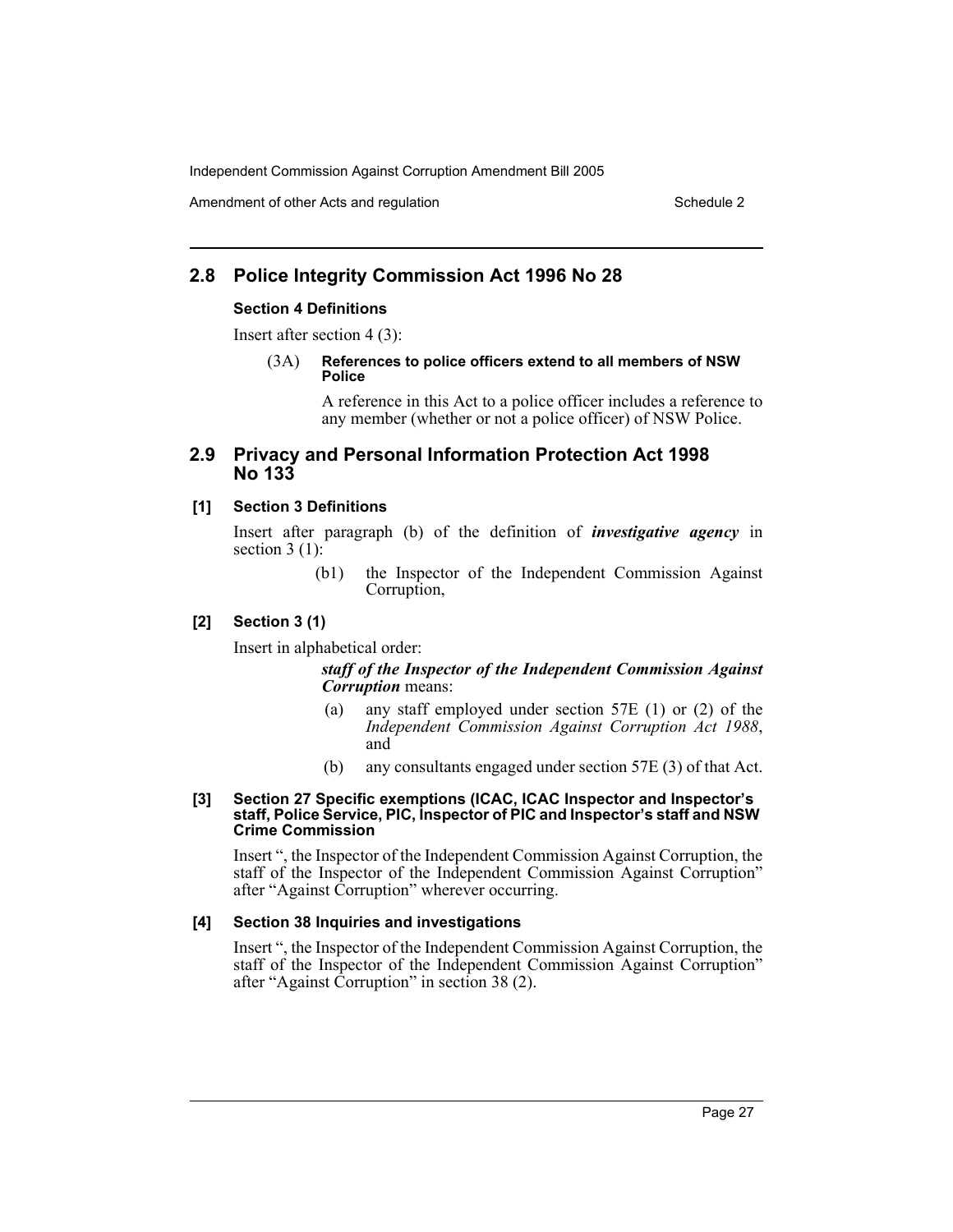## 2.8 Police Integrity Commission Act 1996 No 28

### Section 4 Definitions

Insert after section 4 (3):

(3A) **References to police officers extend to all members of NSW Police**

A reference in this Act to a police officer includes a reference to any member (whether or not a police officer) of NSW Police.

## 2.9 Privacy and Personal Information Protection Act 1998 No 133

### [1] Section 3 Definitions

Insert after paragraph (b) of the definition of ***investigative agency*** in section 3 (1):

(b1) the Inspector of the Independent Commission Against Corruption,

### [2] Section 3 (1)

Insert in alphabetical order:

***staff of the Inspector of the Independent Commission Against Corruption*** means:

(a) any staff employed under section 57E (1) or (2) of the *Independent Commission Against Corruption Act 1988*, and

(b) any consultants engaged under section 57E (3) of that Act.

### [3] Section 27 Specific exemptions (ICAC, ICAC Inspector and Inspector's staff, Police Service, PIC, Inspector of PIC and Inspector's staff and NSW Crime Commission

Insert ", the Inspector of the Independent Commission Against Corruption, the staff of the Inspector of the Independent Commission Against Corruption" after "Against Corruption" wherever occurring.

### [4] Section 38 Inquiries and investigations

Insert ", the Inspector of the Independent Commission Against Corruption, the staff of the Inspector of the Independent Commission Against Corruption" after "Against Corruption" in section 38 (2).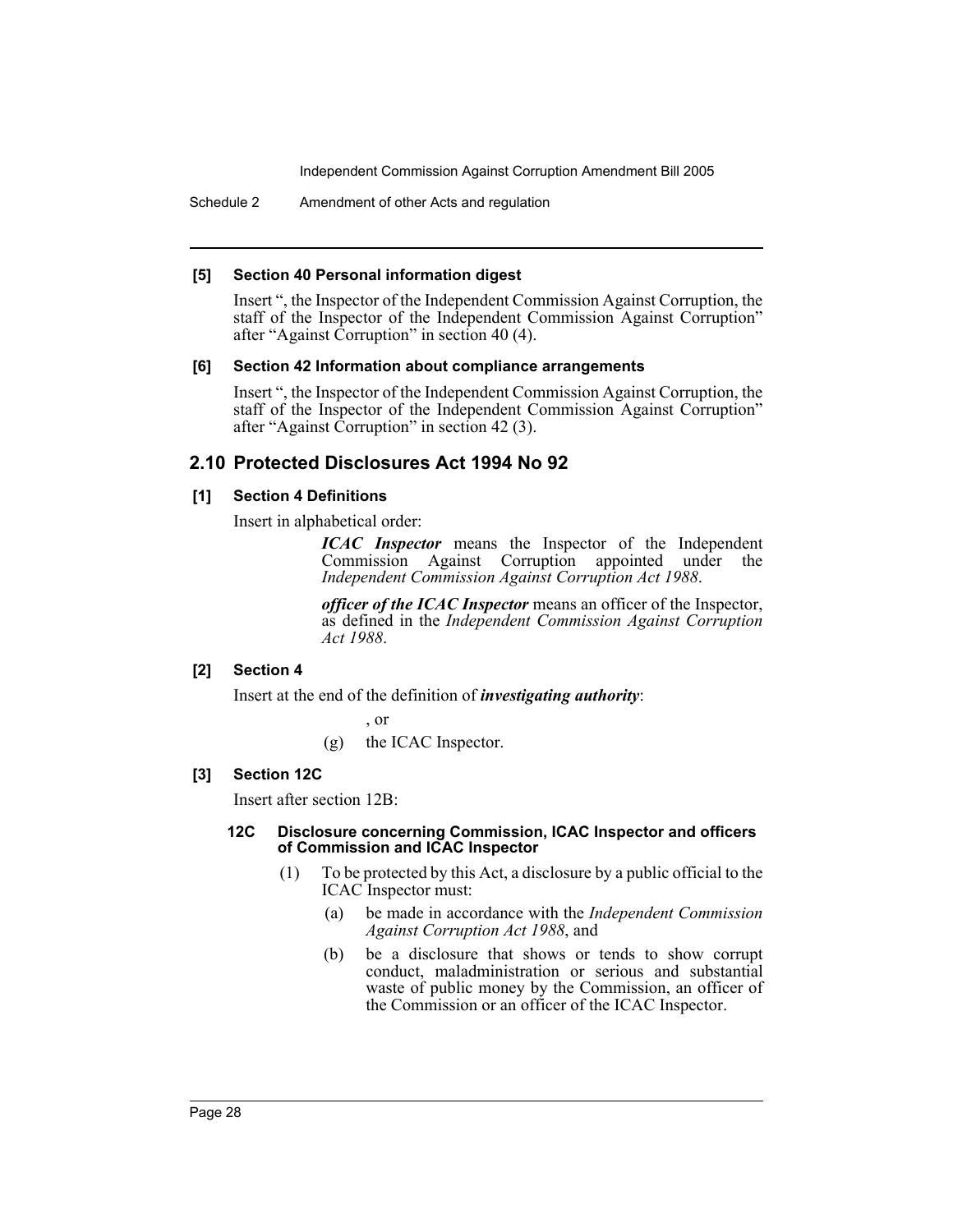**[5] Section 40 Personal information digest**

Insert ", the Inspector of the Independent Commission Against Corruption, the staff of the Inspector of the Independent Commission Against Corruption" after "Against Corruption" in section 40 (4).

**[6] Section 42 Information about compliance arrangements**

Insert ", the Inspector of the Independent Commission Against Corruption, the staff of the Inspector of the Independent Commission Against Corruption" after "Against Corruption" in section 42 (3).

## 2.10 Protected Disclosures Act 1994 No 92

**[1] Section 4 Definitions**

Insert in alphabetical order:

> ***ICAC Inspector*** means the Inspector of the Independent Commission Against Corruption appointed under the *Independent Commission Against Corruption Act 1988*.
>
> ***officer of the ICAC Inspector*** means an officer of the Inspector, as defined in the *Independent Commission Against Corruption Act 1988*.

**[2] Section 4**

Insert at the end of the definition of ***investigating authority***:

> , or
>
> (g) the ICAC Inspector.

**[3] Section 12C**

Insert after section 12B:

**12C Disclosure concerning Commission, ICAC Inspector and officers of Commission and ICAC Inspector**

(1) To be protected by this Act, a disclosure by a public official to the ICAC Inspector must:

- (a) be made in accordance with the *Independent Commission Against Corruption Act 1988*, and
- (b) be a disclosure that shows or tends to show corrupt conduct, maladministration or serious and substantial waste of public money by the Commission, an officer of the Commission or an officer of the ICAC Inspector.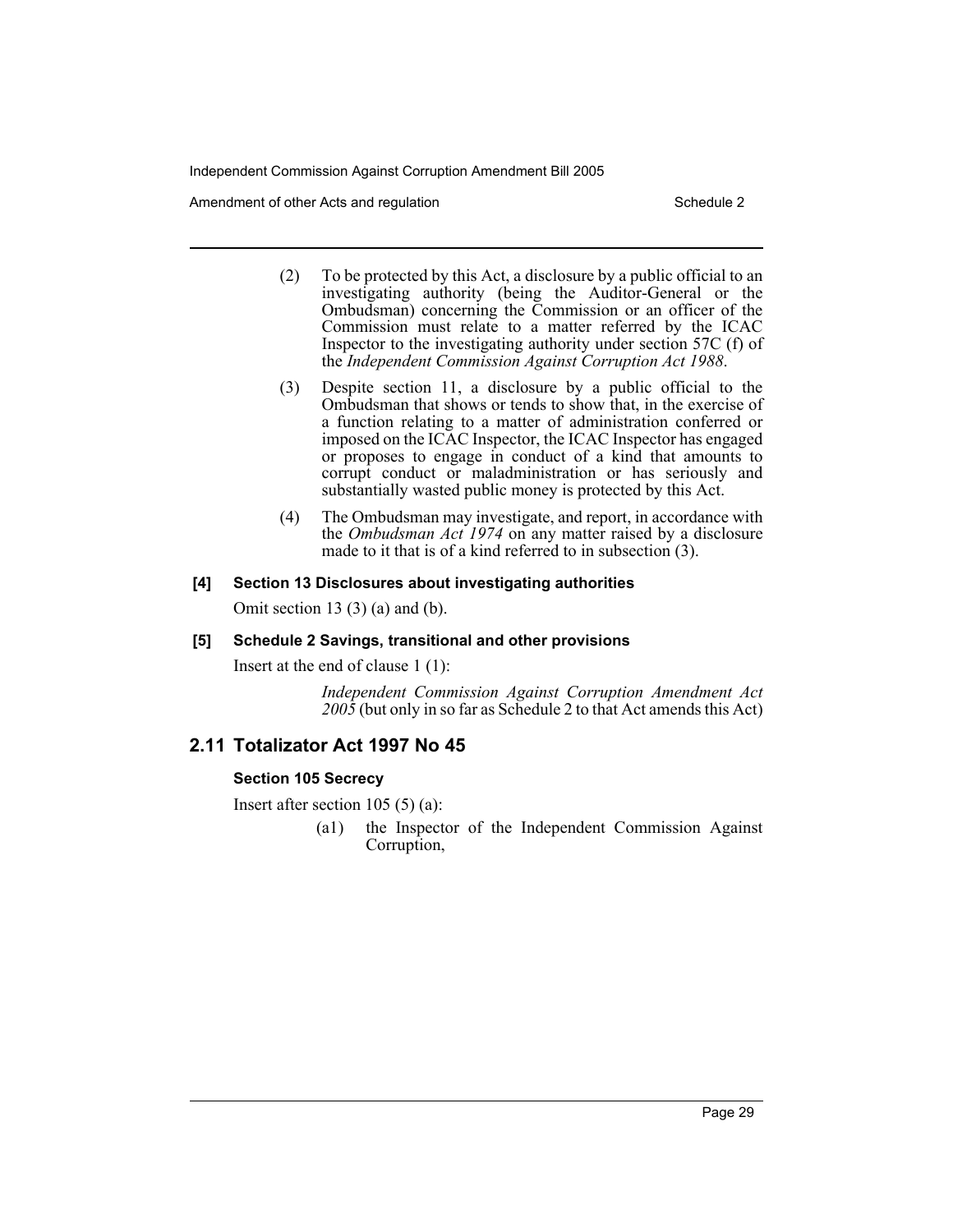(2) To be protected by this Act, a disclosure by a public official to an investigating authority (being the Auditor-General or the Ombudsman) concerning the Commission or an officer of the Commission must relate to a matter referred by the ICAC Inspector to the investigating authority under section 57C (f) of the *Independent Commission Against Corruption Act 1988*.

(3) Despite section 11, a disclosure by a public official to the Ombudsman that shows or tends to show that, in the exercise of a function relating to a matter of administration conferred or imposed on the ICAC Inspector, the ICAC Inspector has engaged or proposes to engage in conduct of a kind that amounts to corrupt conduct or maladministration or has seriously and substantially wasted public money is protected by this Act.

(4) The Ombudsman may investigate, and report, in accordance with the *Ombudsman Act 1974* on any matter raised by a disclosure made to it that is of a kind referred to in subsection (3).

**[4] Section 13 Disclosures about investigating authorities**

Omit section 13 (3) (a) and (b).

**[5] Schedule 2 Savings, transitional and other provisions**

Insert at the end of clause 1 (1):

*Independent Commission Against Corruption Amendment Act 2005* (but only in so far as Schedule 2 to that Act amends this Act)

## 2.11 Totalizator Act 1997 No 45

### Section 105 Secrecy

Insert after section 105 (5) (a):

(a1) the Inspector of the Independent Commission Against Corruption,